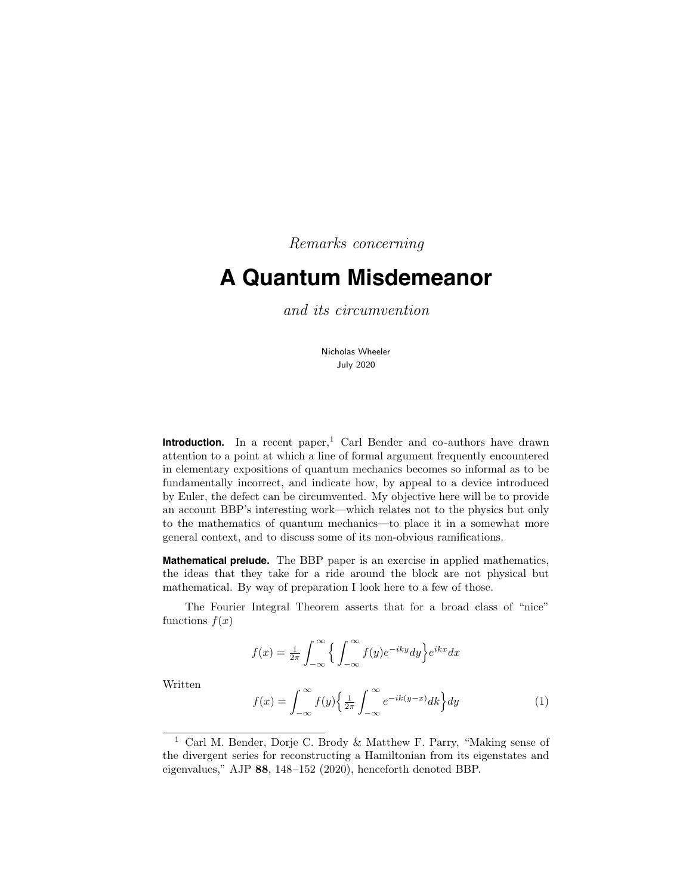*Remarks concerning*

# A Quantum Misdemeanor

*and its circumvention*

Nicholas Wheeler
July 2020

**Introduction.** In a recent paper,[1] Carl Bender and co-authors have drawn attention to a point at which a line of formal argument frequently encountered in elementary expositions of quantum mechanics becomes so informal as to be fundamentally incorrect, and indicate how, by appeal to a device introduced by Euler, the defect can be circumvented. My objective here will be to provide an account BBP's interesting work—which relates not to the physics but only to the mathematics of quantum mechanics—to place it in a somewhat more general context, and to discuss some of its non-obvious ramifications.

**Mathematical prelude.** The BBP paper is an exercise in applied mathematics, the ideas that they take for a ride around the block are not physical but mathematical. By way of preparation I look here to a few of those.

The Fourier Integral Theorem asserts that for a broad class of "nice" functions $f(x)$

$$f(x) = \tfrac{1}{2\pi}\int_{-\infty}^{\infty}\Big\{\int_{-\infty}^{\infty} f(y)e^{-iky}dy\Big\}e^{ikx}dx$$

Written

$$f(x) = \int_{-\infty}^{\infty} f(y)\Big\{\tfrac{1}{2\pi}\int_{-\infty}^{\infty} e^{-ik(y-x)}dk\Big\}dy \tag{1}$$

---

[1] Carl M. Bender, Dorje C. Brody & Matthew F. Parry, "Making sense of the divergent series for reconstructing a Hamiltonian from its eigenstates and eigenvalues," AJP **88**, 148–152 (2020), henceforth denoted BBP.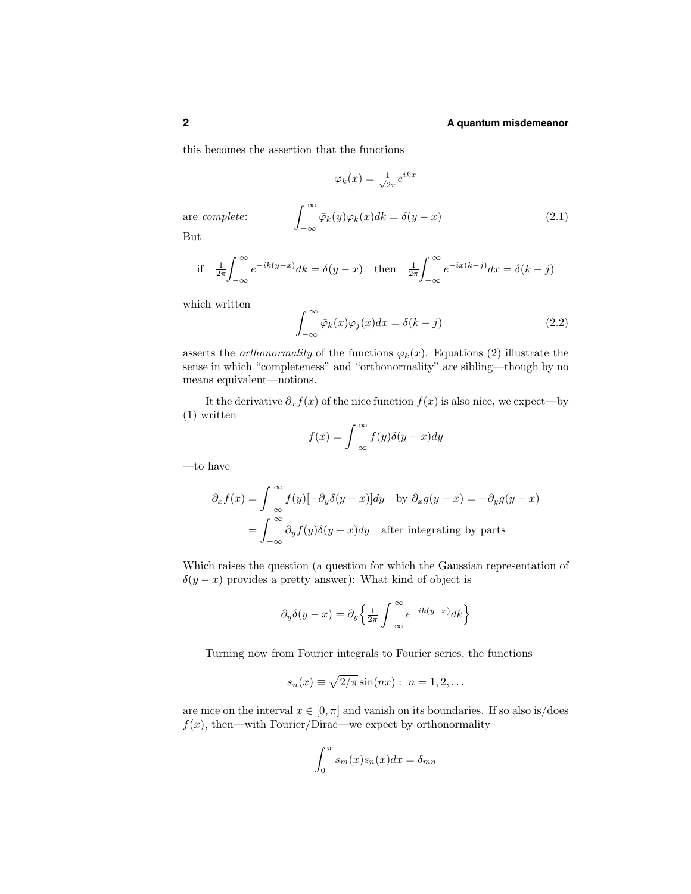this becomes the assertion that the functions

$$\varphi_k(x) = \tfrac{1}{\sqrt{2\pi}}e^{ikx}$$

are *complete*:

$$\int_{-\infty}^{\infty} \bar{\varphi}_k(y)\varphi_k(x)dk = \delta(y-x) \tag{2.1}$$

But

$$\text{if} \quad \tfrac{1}{2\pi}\int_{-\infty}^{\infty} e^{-ik(y-x)}dk = \delta(y-x) \quad \text{then} \quad \tfrac{1}{2\pi}\int_{-\infty}^{\infty} e^{-ix(k-j)}dx = \delta(k-j)$$

which written

$$\int_{-\infty}^{\infty} \bar{\varphi}_k(x)\varphi_j(x)dx = \delta(k-j) \tag{2.2}$$

asserts the *orthonormality* of the functions $\varphi_k(x)$. Equations (2) illustrate the sense in which "completeness" and "orthonormality" are sibling—though by no means equivalent—notions.

It the derivative $\partial_x f(x)$ of the nice function $f(x)$ is also nice, we expect—by (1) written

$$f(x) = \int_{-\infty}^{\infty} f(y)\delta(y-x)dy$$

—to have

$$\begin{aligned}
\partial_x f(x) &= \int_{-\infty}^{\infty} f(y)[-\partial_y \delta(y-x)]dy \quad \text{by } \partial_x g(y-x) = -\partial_y g(y-x) \\
&= \int_{-\infty}^{\infty} \partial_y f(y)\delta(y-x)dy \quad \text{after integrating by parts}
\end{aligned}$$

Which raises the question (a question for which the Gaussian representation of $\delta(y-x)$ provides a pretty answer): What kind of object is

$$\partial_y \delta(y-x) = \partial_y \Big\{ \tfrac{1}{2\pi}\int_{-\infty}^{\infty} e^{-ik(y-x)}dk \Big\}$$

Turning now from Fourier integrals to Fourier series, the functions

$$s_n(x) \equiv \sqrt{2/\pi}\,\sin(nx): \; n = 1, 2, \ldots$$

are nice on the interval $x \in [0, \pi]$ and vanish on its boundaries. If so also is/does $f(x)$, then—with Fourier/Dirac—we expect by orthonormality

$$\int_0^{\pi} s_m(x)s_n(x)dx = \delta_{mn}$$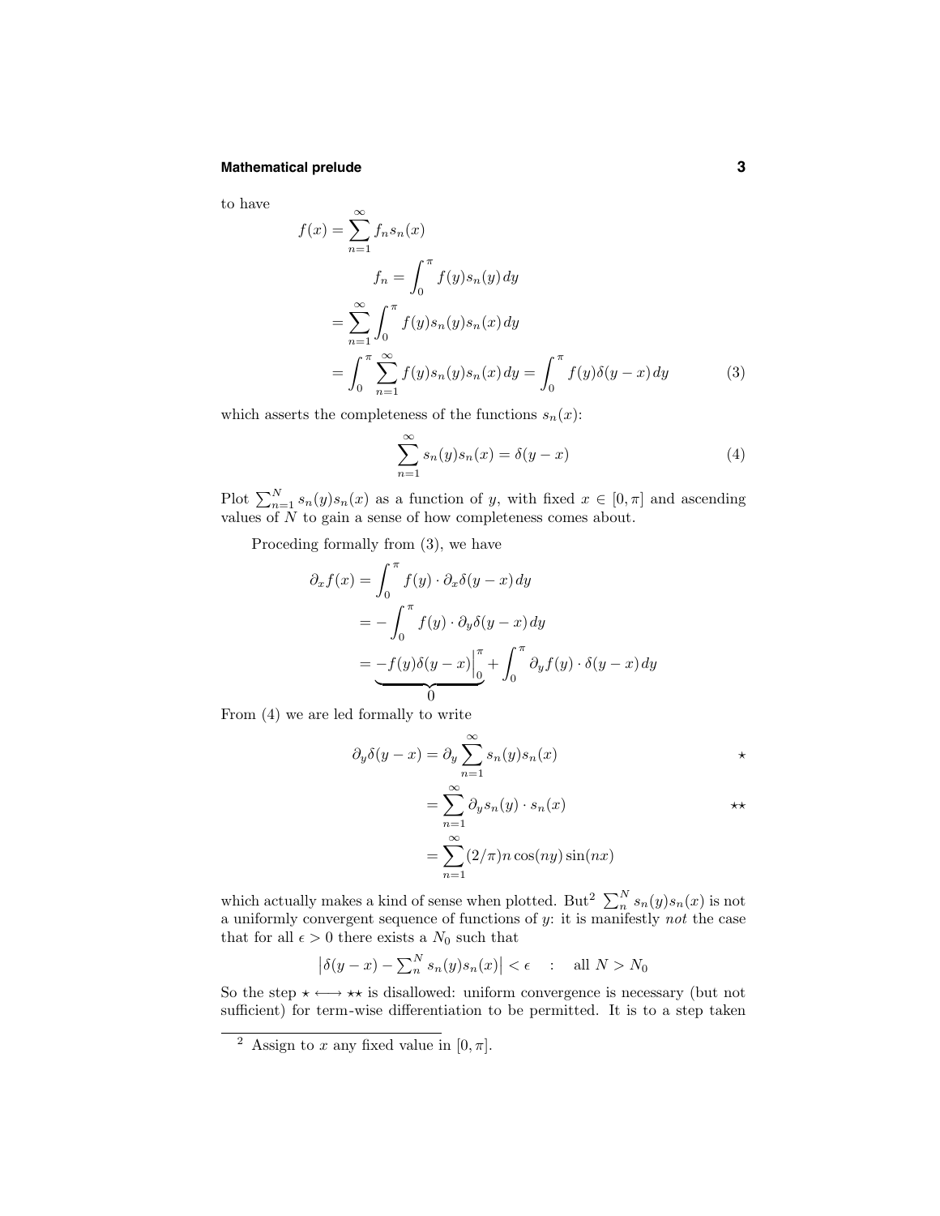to have

$$
\begin{aligned}
f(x) &= \sum_{n=1}^{\infty} f_n s_n(x) \\
&\qquad f_n = \int_0^\pi f(y) s_n(y)\,dy \\
&= \sum_{n=1}^{\infty} \int_0^\pi f(y) s_n(y) s_n(x)\,dy \\
&= \int_0^\pi \sum_{n=1}^{\infty} f(y) s_n(y) s_n(x)\,dy = \int_0^\pi f(y)\delta(y-x)\,dy \qquad (3)
\end{aligned}
$$

which asserts the completeness of the functions $s_n(x)$:

$$
\sum_{n=1}^{\infty} s_n(y) s_n(x) = \delta(y-x) \qquad (4)
$$

Plot $\sum_{n=1}^{N} s_n(y) s_n(x)$ as a function of $y$, with fixed $x \in [0,\pi]$ and ascending values of $N$ to gain a sense of how completeness comes about.

Proceding formally from (3), we have

$$
\begin{aligned}
\partial_x f(x) &= \int_0^\pi f(y) \cdot \partial_x \delta(y-x)\,dy \\
&= -\int_0^\pi f(y) \cdot \partial_y \delta(y-x)\,dy \\
&= \underbrace{-f(y)\delta(y-x)\Big|_0^\pi}_{0} + \int_0^\pi \partial_y f(y) \cdot \delta(y-x)\,dy
\end{aligned}
$$

From (4) we are led formally to write

$$
\begin{aligned}
\partial_y \delta(y-x) &= \partial_y \sum_{n=1}^{\infty} s_n(y) s_n(x) & \star \\
&= \sum_{n=1}^{\infty} \partial_y s_n(y) \cdot s_n(x) & \star\star \\
&= \sum_{n=1}^{\infty} (2/\pi) n \cos(ny) \sin(nx)
\end{aligned}
$$

which actually makes a kind of sense when plotted. But[2] $\sum_n^N s_n(y) s_n(x)$ is not a uniformly convergent sequence of functions of $y$: it is manifestly *not* the case that for all $\epsilon > 0$ there exists a $N_0$ such that

$$
\left|\delta(y-x) - \textstyle\sum_n^N s_n(y) s_n(x)\right| < \epsilon \quad : \quad \text{all } N > N_0
$$

So the step $\star \longleftrightarrow \star\star$ is disallowed: uniform convergence is necessary (but not sufficient) for term-wise differentiation to be permitted. It is to a step taken

---

[2] Assign to $x$ any fixed value in $[0,\pi]$.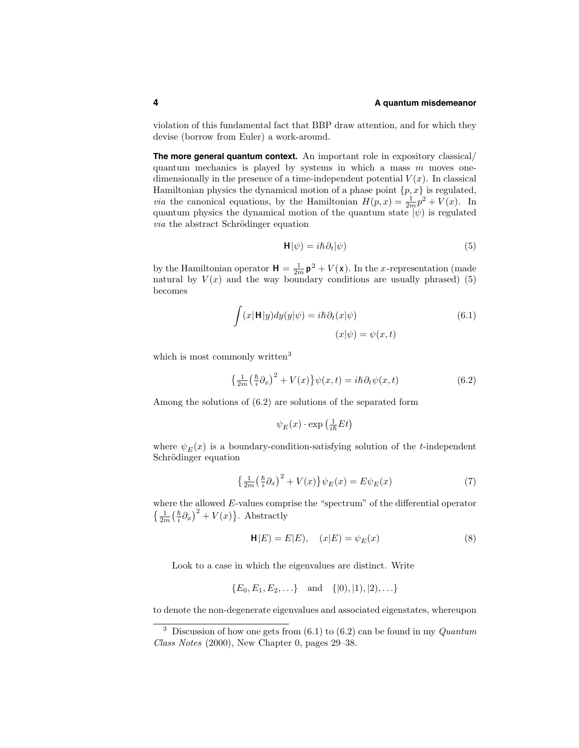violation of this fundamental fact that BBP draw attention, and for which they devise (borrow from Euler) a work-around.

**The more general quantum context.** An important role in expository classical/quantum mechanics is played by systems in which a mass $m$ moves one-dimensionally in the presence of a time-independent potential $V(x)$. In classical Hamiltonian physics the dynamical motion of a phase point $\{p, x\}$ is regulated, *via* the canonical equations, by the Hamiltonian $H(p, x) = \frac{1}{2m}p^2 + V(x)$. In quantum physics the dynamical motion of the quantum state $|\psi)$ is regulated *via* the abstract Schrödinger equation

$$\mathsf{H}|\psi) = i\hbar\partial_t|\psi) \tag{5}$$

by the Hamiltonian operator $\mathsf{H} = \frac{1}{2m}\mathsf{p}^2 + V(\mathsf{x})$. In the $x$-representation (made natural by $V(x)$ and the way boundary conditions are usually phrased) (5) becomes

$$\int (x|\mathsf{H}|y)dy(y|\psi) = i\hbar\partial_t(x|\psi) \tag{6.1}$$

$$(x|\psi) = \psi(x,t)$$

which is most commonly written[3]

$$\left\{\tfrac{1}{2m}\left(\tfrac{\hbar}{i}\partial_x\right)^2 + V(x)\right\}\psi(x,t) = i\hbar\partial_t\psi(x,t) \tag{6.2}$$

Among the solutions of (6.2) are solutions of the separated form

$$\psi_E(x)\cdot\exp\left(\tfrac{1}{i\hbar}Et\right)$$

where $\psi_E(x)$ is a boundary-condition-satisfying solution of the $t$-independent Schrödinger equation

$$\left\{\tfrac{1}{2m}\left(\tfrac{\hbar}{i}\partial_x\right)^2 + V(x)\right\}\psi_E(x) = E\psi_E(x) \tag{7}$$

where the allowed $E$-values comprise the "spectrum" of the differential operator $\left\{\tfrac{1}{2m}\left(\tfrac{\hbar}{i}\partial_x\right)^2 + V(x)\right\}$. Abstractly

$$\mathsf{H}|E) = E|E), \quad (x|E) = \psi_E(x) \tag{8}$$

Look to a case in which the eigenvalues are distinct. Write

$$\{E_0, E_1, E_2, \ldots\} \quad \text{and} \quad \{|0), |1), |2), \ldots\}$$

to denote the non-degenerate eigenvalues and associated eigenstates, whereupon

[3] Discussion of how one gets from (6.1) to (6.2) can be found in my *Quantum Class Notes* (2000), New Chapter 0, pages 29–38.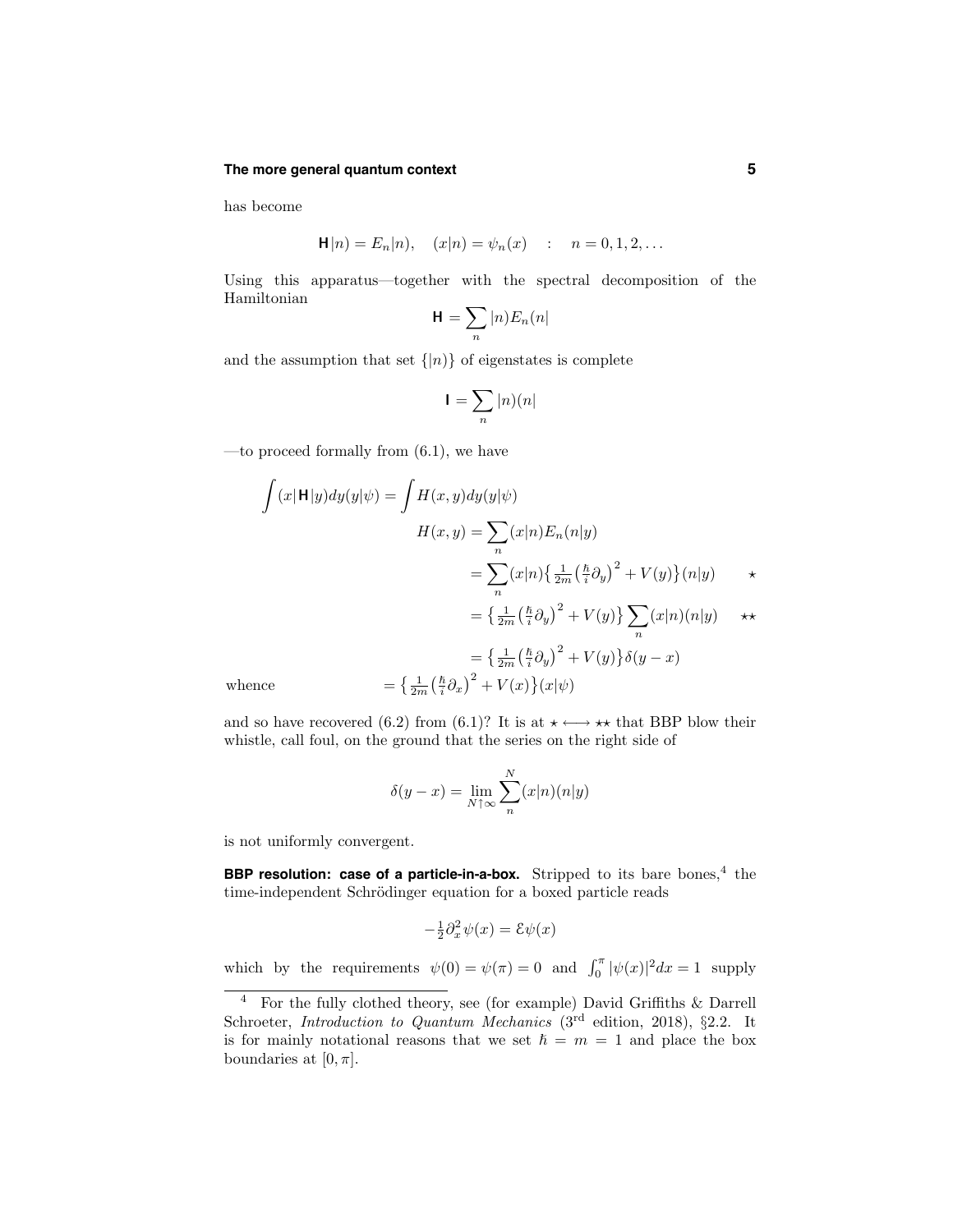has become

$$\mathsf{H}|n) = E_n|n), \quad (x|n) = \psi_n(x) \quad : \quad n = 0, 1, 2, \ldots$$

Using this apparatus—together with the spectral decomposition of the Hamiltonian

$$\mathsf{H} = \sum_n |n)E_n(n|$$

and the assumption that set $\{|n)\}$ of eigenstates is complete

$$\mathsf{I} = \sum_n |n)(n|$$

—to proceed formally from (6.1), we have

$$
\begin{aligned}
\int (x|\mathsf{H}|y)dy(y|\psi) &= \int H(x,y)dy(y|\psi) \\
H(x,y) &= \sum_n (x|n)E_n(n|y) \\
&= \sum_n (x|n)\big\{\tfrac{1}{2m}\big(\tfrac{\hbar}{i}\partial_y\big)^2 + V(y)\big\}(n|y) \qquad \star \\
&= \big\{\tfrac{1}{2m}\big(\tfrac{\hbar}{i}\partial_y\big)^2 + V(y)\big\}\sum_n (x|n)(n|y) \qquad \star\star \\
&= \big\{\tfrac{1}{2m}\big(\tfrac{\hbar}{i}\partial_y\big)^2 + V(y)\big\}\delta(y-x) \\
\text{whence} \qquad &= \big\{\tfrac{1}{2m}\big(\tfrac{\hbar}{i}\partial_x\big)^2 + V(x)\big\}(x|\psi)
\end{aligned}
$$

and so have recovered (6.2) from (6.1)? It is at $\star \longleftrightarrow \star\star$ that BBP blow their whistle, call foul, on the ground that the series on the right side of

$$\delta(y-x) = \lim_{N\uparrow\infty} \sum_n^N (x|n)(n|y)$$

is not uniformly convergent.

**BBP resolution: case of a particle-in-a-box.** Stripped to its bare bones,[4] the time-independent Schrödinger equation for a boxed particle reads

$$-\tfrac{1}{2}\partial_x^2\psi(x) = \mathcal{E}\psi(x)$$

which by the requirements $\psi(0) = \psi(\pi) = 0$ and $\int_0^\pi |\psi(x)|^2 dx = 1$ supply

[4] For the fully clothed theory, see (for example) David Griffiths & Darrell Schroeter, *Introduction to Quantum Mechanics* (3rd edition, 2018), §2.2. It is for mainly notational reasons that we set $\hbar = m = 1$ and place the box boundaries at $[0, \pi]$.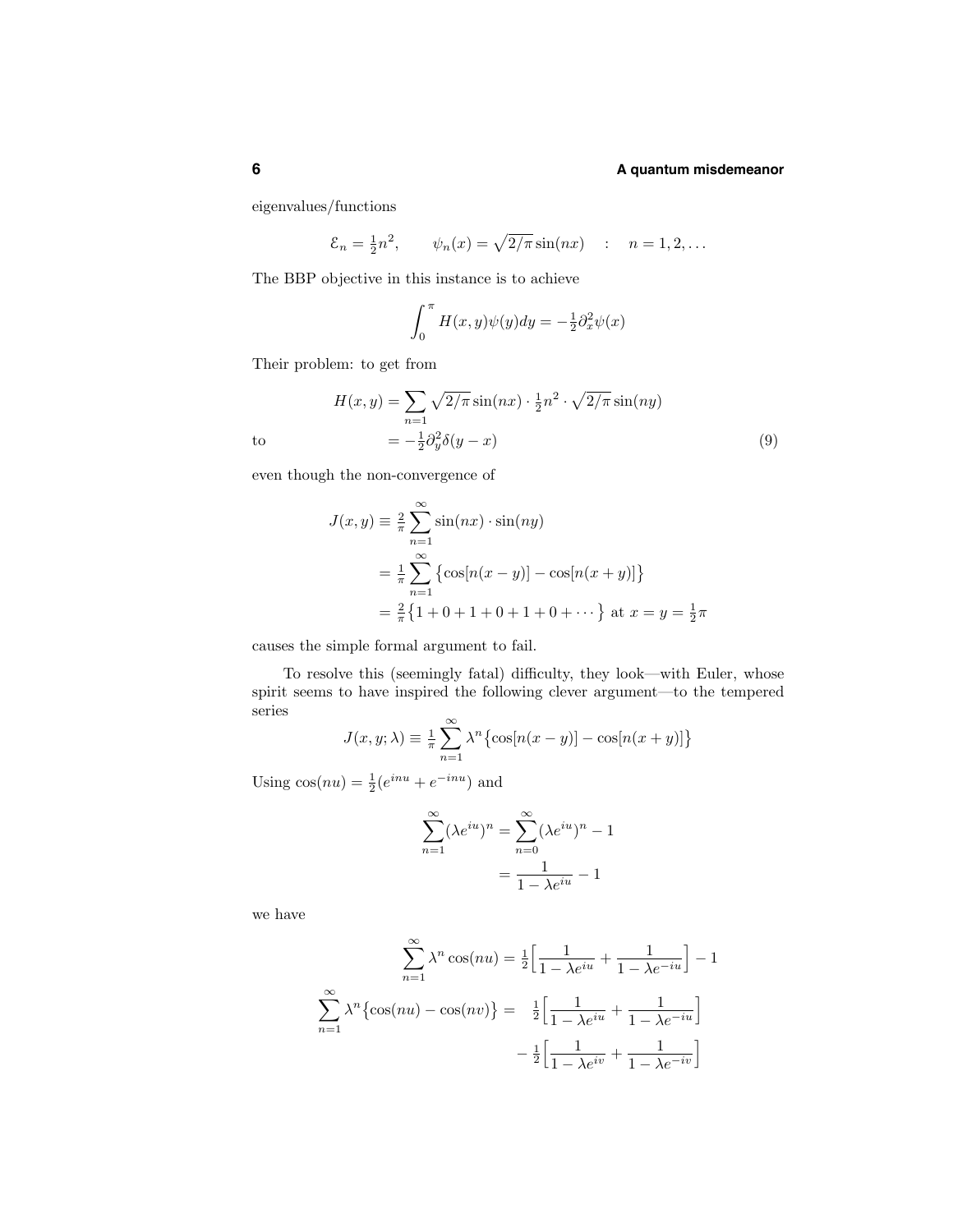eigenvalues/functions

$$\mathcal{E}_n = \tfrac{1}{2}n^2, \qquad \psi_n(x) = \sqrt{2/\pi}\,\sin(nx) \quad : \quad n = 1, 2, \ldots$$

The BBP objective in this instance is to achieve

$$\int_0^\pi H(x,y)\psi(y)dy = -\tfrac{1}{2}\partial_x^2\psi(x)$$

Their problem: to get from

$$\begin{aligned} H(x,y) &= \sum_{n=1} \sqrt{2/\pi}\,\sin(nx)\cdot \tfrac{1}{2}n^2 \cdot \sqrt{2/\pi}\,\sin(ny) \\ \text{to} \qquad &= -\tfrac{1}{2}\partial_y^2\delta(y-x) \end{aligned} \tag{9}$$

even though the non-convergence of

$$\begin{aligned} J(x,y) &\equiv \tfrac{2}{\pi}\sum_{n=1}^\infty \sin(nx)\cdot\sin(ny) \\ &= \tfrac{1}{\pi}\sum_{n=1}^\infty \big\{\cos[n(x-y)] - \cos[n(x+y)]\big\} \\ &= \tfrac{2}{\pi}\big\{1+0+1+0+1+0+\cdots\big\} \text{ at } x = y = \tfrac{1}{2}\pi \end{aligned}$$

causes the simple formal argument to fail.

To resolve this (seemingly fatal) difficulty, they look—with Euler, whose spirit seems to have inspired the following clever argument—to the tempered series

$$J(x,y;\lambda) \equiv \tfrac{1}{\pi}\sum_{n=1}^\infty \lambda^n\big\{\cos[n(x-y)] - \cos[n(x+y)]\big\}$$

Using $\cos(nu) = \frac{1}{2}(e^{inu} + e^{-inu})$ and

$$\begin{aligned} \sum_{n=1}^\infty (\lambda e^{iu})^n &= \sum_{n=0}^\infty (\lambda e^{iu})^n - 1 \\ &= \frac{1}{1-\lambda e^{iu}} - 1 \end{aligned}$$

we have

$$\sum_{n=1}^\infty \lambda^n \cos(nu) = \tfrac{1}{2}\Big[\frac{1}{1-\lambda e^{iu}} + \frac{1}{1-\lambda e^{-iu}}\Big] - 1$$

$$\begin{aligned} \sum_{n=1}^\infty \lambda^n\big\{\cos(nu) - \cos(nv)\big\} = \;& \tfrac{1}{2}\Big[\frac{1}{1-\lambda e^{iu}} + \frac{1}{1-\lambda e^{-iu}}\Big] \\ & - \tfrac{1}{2}\Big[\frac{1}{1-\lambda e^{iv}} + \frac{1}{1-\lambda e^{-iv}}\Big] \end{aligned}$$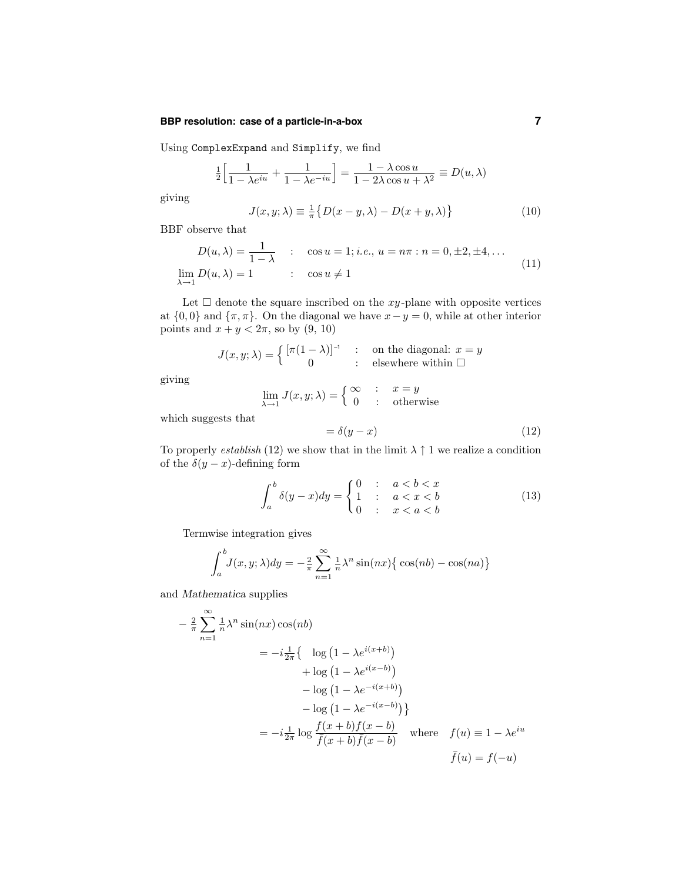Using `ComplexExpand` and `Simplify`, we find

$$\tfrac{1}{2}\Big[\frac{1}{1-\lambda e^{iu}}+\frac{1}{1-\lambda e^{-iu}}\Big]=\frac{1-\lambda\cos u}{1-2\lambda\cos u+\lambda^2}\equiv D(u,\lambda)$$

giving

$$J(x,y;\lambda)\equiv\tfrac{1}{\pi}\big\{D(x-y,\lambda)-D(x+y,\lambda)\big\}\tag{10}$$

BBF observe that

$$\begin{aligned}D(u,\lambda)&=\frac{1}{1-\lambda} &&:\quad \cos u=1;\, i.e.,\ u=n\pi: n=0,\pm2,\pm4,\ldots\\ \lim_{\lambda\to1}D(u,\lambda)&=1 &&:\quad \cos u\neq 1\end{aligned}\tag{11}$$

Let $\square$ denote the square inscribed on the $xy$-plane with opposite vertices at $\{0,0\}$ and $\{\pi,\pi\}$. On the diagonal we have $x-y=0$, while at other interior points and $x+y<2\pi$, so by (9, 10)

$$J(x,y;\lambda)=\begin{cases}[\pi(1-\lambda)]^{-1} &:\quad \text{on the diagonal: } x=y\\ 0 &:\quad \text{elsewhere within } \square\end{cases}$$

giving

$$\lim_{\lambda\to1}J(x,y;\lambda)=\begin{cases}\infty &:\quad x=y\\ 0 &:\quad \text{otherwise}\end{cases}$$

which suggests that

$$=\delta(y-x)\tag{12}$$

To properly *establish* (12) we show that in the limit $\lambda\uparrow1$ we realize a condition of the $\delta(y-x)$-defining form

$$\int_a^b\delta(y-x)dy=\begin{cases}0 &:\quad a<b<x\\ 1 &:\quad a<x<b\\ 0 &:\quad x<a<b\end{cases}\tag{13}$$

Termwise integration gives

$$\int_a^b J(x,y;\lambda)dy=-\tfrac{2}{\pi}\sum_{n=1}^\infty \tfrac{1}{n}\lambda^n\sin(nx)\big\{\cos(nb)-\cos(na)\big\}$$

and *Mathematica* supplies

$$\begin{aligned}-\tfrac{2}{\pi}\sum_{n=1}^\infty&\tfrac{1}{n}\lambda^n\sin(nx)\cos(nb)\\ &=-i\tfrac{1}{2\pi}\big\{\ \log\big(1-\lambda e^{i(x+b)}\big)\\ &\qquad\quad+\log\big(1-\lambda e^{i(x-b)}\big)\\ &\qquad\quad-\log\big(1-\lambda e^{-i(x+b)}\big)\\ &\qquad\quad-\log\big(1-\lambda e^{-i(x-b)}\big)\big\}\\ &=-i\tfrac{1}{2\pi}\log\frac{f(x+b)f(x-b)}{\bar f(x+b)\bar f(x-b)}\quad\text{where}\quad f(u)\equiv1-\lambda e^{iu}\\ &\qquad\qquad\qquad\qquad\qquad\qquad\qquad\qquad\ \bar f(u)=f(-u)\end{aligned}$$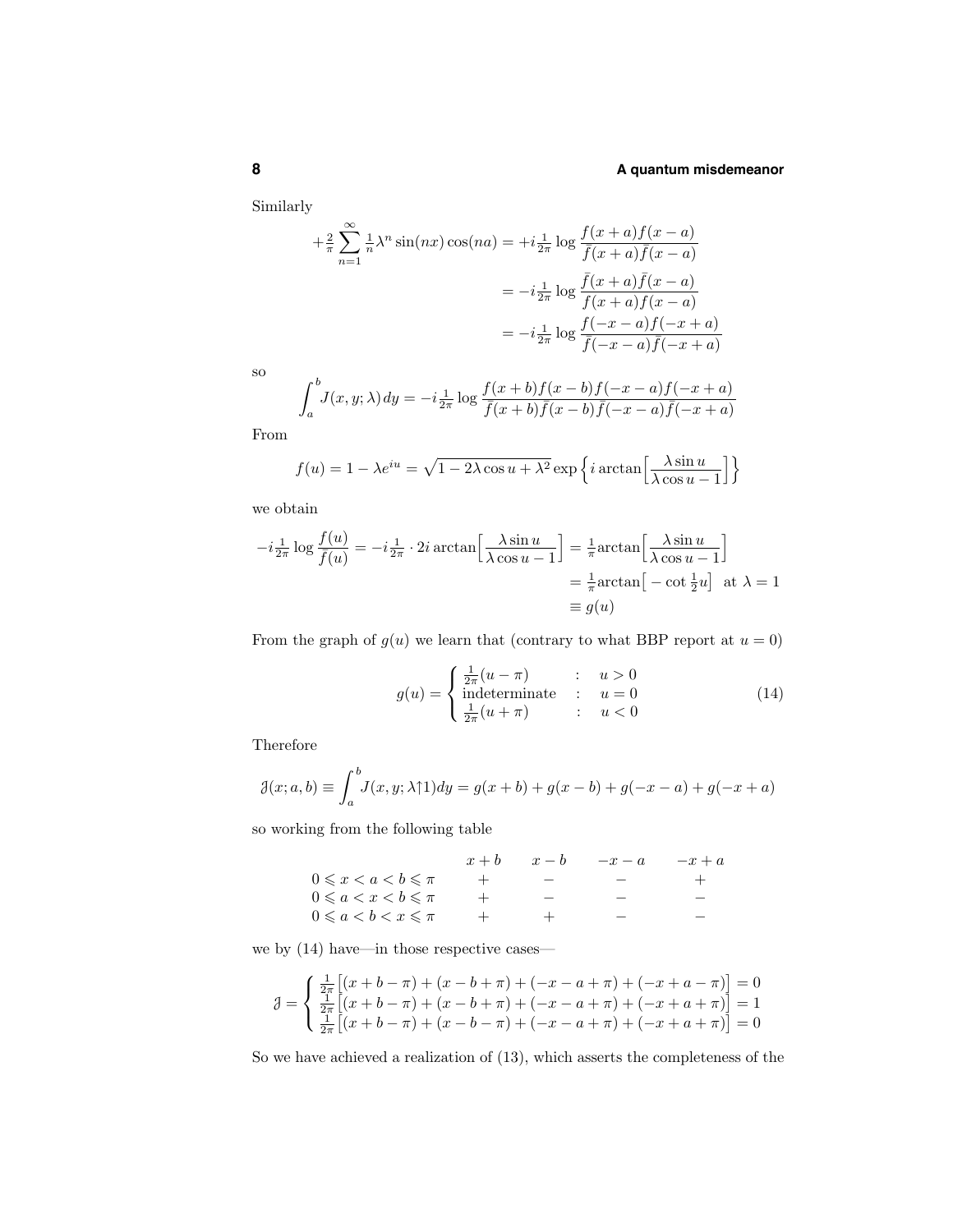Similarly

$$
\begin{aligned}
+\tfrac{2}{\pi}\sum_{n=1}^{\infty}\tfrac{1}{n}\lambda^n\sin(nx)\cos(na) &= +i\tfrac{1}{2\pi}\log\frac{f(x+a)f(x-a)}{\bar f(x+a)\bar f(x-a)}\\
&= -i\tfrac{1}{2\pi}\log\frac{\bar f(x+a)\bar f(x-a)}{f(x+a)f(x-a)}\\
&= -i\tfrac{1}{2\pi}\log\frac{f(-x-a)f(-x+a)}{\bar f(-x-a)\bar f(-x+a)}
\end{aligned}
$$

so

$$
\int_a^b J(x,y;\lambda)\,dy = -i\tfrac{1}{2\pi}\log\frac{f(x+b)f(x-b)f(-x-a)f(-x+a)}{\bar f(x+b)\bar f(x-b)\bar f(-x-a)\bar f(-x+a)}
$$

From

$$
f(u) = 1-\lambda e^{iu} = \sqrt{1-2\lambda\cos u+\lambda^2}\,\exp\Big\{i\arctan\Big[\frac{\lambda\sin u}{\lambda\cos u-1}\Big]\Big\}
$$

we obtain

$$
\begin{aligned}
-i\tfrac{1}{2\pi}\log\frac{f(u)}{\bar f(u)} = -i\tfrac{1}{2\pi}\cdot 2i\arctan\Big[\frac{\lambda\sin u}{\lambda\cos u-1}\Big] &= \tfrac{1}{\pi}\arctan\Big[\frac{\lambda\sin u}{\lambda\cos u-1}\Big]\\
&= \tfrac{1}{\pi}\arctan\big[-\cot\tfrac{1}{2}u\big]\ \text{ at } \lambda=1\\
&\equiv g(u)
\end{aligned}
$$

From the graph of $g(u)$ we learn that (contrary to what BBP report at $u=0$)

$$
g(u) = \begin{cases}\frac{1}{2\pi}(u-\pi) & : \quad u>0\\ \text{indeterminate} & : \quad u=0\\ \frac{1}{2\pi}(u+\pi) & : \quad u<0\end{cases} \tag{14}
$$

Therefore

$$
\mathcal{J}(x;a,b) \equiv \int_a^b J(x,y;\lambda{\uparrow}1)dy = g(x+b)+g(x-b)+g(-x-a)+g(-x+a)
$$

so working from the following table

| | $x+b$ | $x-b$ | $-x-a$ | $-x+a$ |
|---|---|---|---|---|
| $0\leqslant x<a<b\leqslant\pi$ | $+$ | $-$ | $-$ | $+$ |
| $0\leqslant a<x<b\leqslant\pi$ | $+$ | $-$ | $-$ | $-$ |
| $0\leqslant a<b<x\leqslant\pi$ | $+$ | $+$ | $-$ | $-$ |

we by (14) have—in those respective cases—

$$
\mathcal{J} = \begin{cases}\frac{1}{2\pi}\big[(x+b-\pi)+(x-b+\pi)+(-x-a+\pi)+(-x+a-\pi)\big]=0\\ \frac{1}{2\pi}\big[(x+b-\pi)+(x-b+\pi)+(-x-a+\pi)+(-x+a+\pi)\big]=1\\ \frac{1}{2\pi}\big[(x+b-\pi)+(x-b-\pi)+(-x-a+\pi)+(-x+a+\pi)\big]=0\end{cases}
$$

So we have achieved a realization of (13), which asserts the completeness of the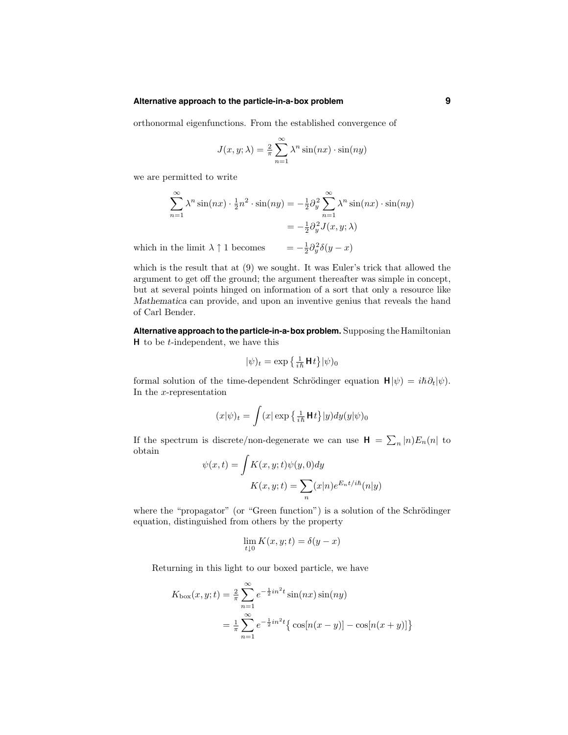orthonormal eigenfunctions. From the established convergence of

$$J(x,y;\lambda) = \tfrac{2}{\pi}\sum_{n=1}^{\infty}\lambda^n \sin(nx)\cdot\sin(ny)$$

we are permitted to write

$$\begin{aligned}
\sum_{n=1}^{\infty}\lambda^n \sin(nx)\cdot\tfrac{1}{2}n^2\cdot\sin(ny) &= -\tfrac{1}{2}\partial_y^2\sum_{n=1}^{\infty}\lambda^n\sin(nx)\cdot\sin(ny)\\
&= -\tfrac{1}{2}\partial_y^2 J(x,y;\lambda)
\end{aligned}$$

which in the limit $\lambda\uparrow 1$ becomes $\qquad = -\tfrac{1}{2}\partial_y^2\delta(y-x)$

which is the result that at (9) we sought. It was Euler's trick that allowed the argument to get off the ground; the argument thereafter was simple in concept, but at several points hinged on information of a sort that only a resource like *Mathematica* can provide, and upon an inventive genius that reveals the hand of Carl Bender.

**Alternative approach to the particle-in-a-box problem.** Supposing the Hamiltonian $\mathbf{H}$ to be $t$-independent, we have this

$$|\psi)_t = \exp\big\{\tfrac{1}{i\hbar}\mathbf{H}t\big\}|\psi)_0$$

formal solution of the time-dependent Schrödinger equation $\mathbf{H}|\psi) = i\hbar\partial_t|\psi)$. In the $x$-representation

$$(x|\psi)_t = \int (x|\exp\big\{\tfrac{1}{i\hbar}\mathbf{H}t\big\}|y)dy(y|\psi)_0$$

If the spectrum is discrete/non-degenerate we can use $\mathbf{H} = \sum_n |n)E_n(n|$ to obtain

$$\begin{aligned}
\psi(x,t) &= \int K(x,y;t)\psi(y,0)dy\\
K(x,y;t) &= \sum_n (x|n)e^{E_n t/i\hbar}(n|y)
\end{aligned}$$

where the "propagator" (or "Green function") is a solution of the Schrödinger equation, distinguished from others by the property

$$\lim_{t\downarrow 0}K(x,y;t) = \delta(y-x)$$

Returning in this light to our boxed particle, we have

$$\begin{aligned}
K_{\text{box}}(x,y;t) &= \tfrac{2}{\pi}\sum_{n=1}^{\infty}e^{-\frac{1}{2}in^2t}\sin(nx)\sin(ny)\\
&= \tfrac{1}{\pi}\sum_{n=1}^{\infty}e^{-\frac{1}{2}in^2t}\big\{\cos[n(x-y)] - \cos[n(x+y)]\big\}
\end{aligned}$$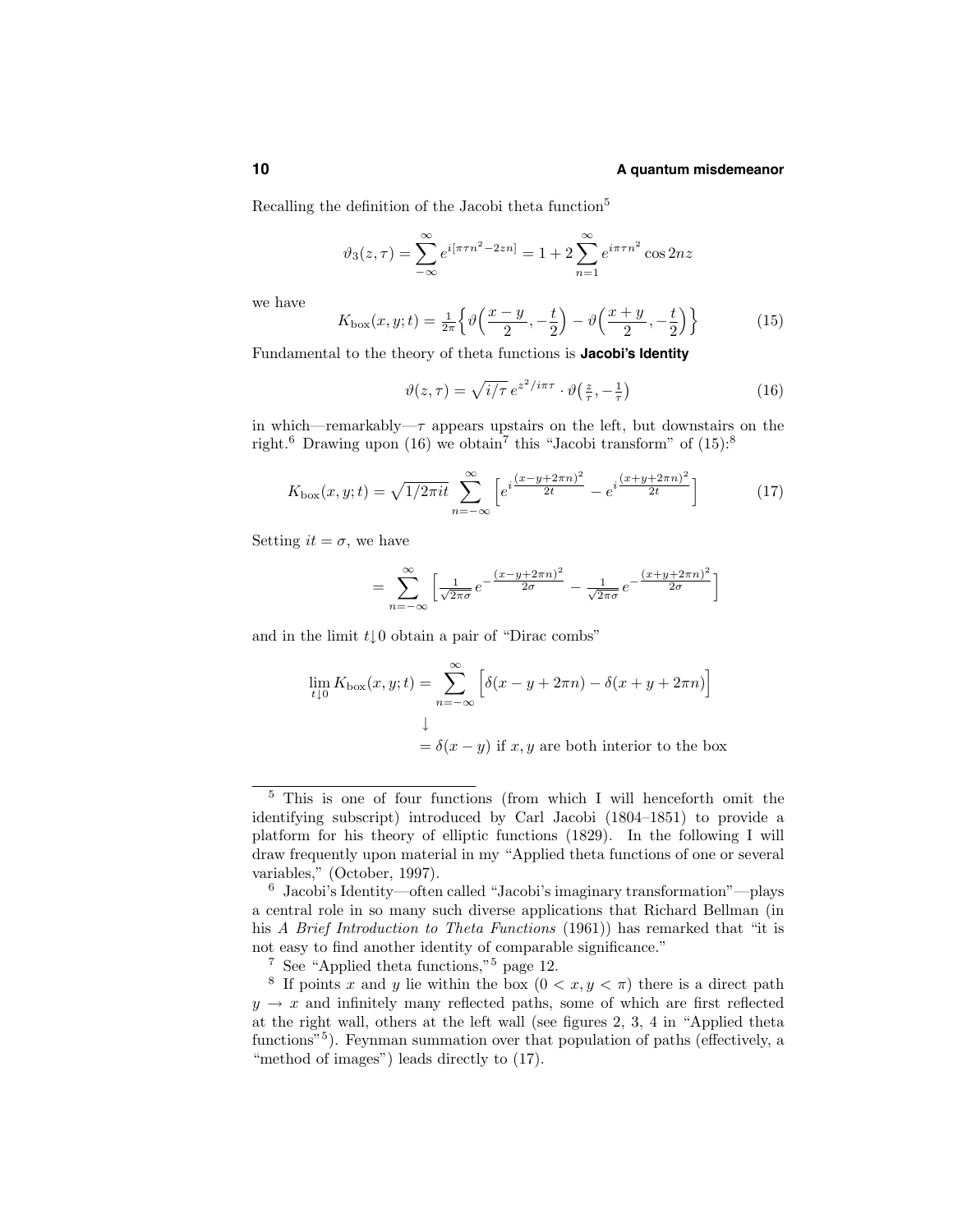Recalling the definition of the Jacobi theta function[5]

$$\vartheta_3(z,\tau) = \sum_{-\infty}^{\infty} e^{i[\pi\tau n^2 - 2zn]} = 1 + 2\sum_{n=1}^{\infty} e^{i\pi\tau n^2}\cos 2nz$$

we have

$$K_{\text{box}}(x,y;t) = \tfrac{1}{2\pi}\Big\{\vartheta\Big(\frac{x-y}{2}, -\frac{t}{2}\Big) - \vartheta\Big(\frac{x+y}{2}, -\frac{t}{2}\Big)\Big\} \tag{15}$$

Fundamental to the theory of theta functions is **Jacobi's Identity**

$$\vartheta(z,\tau) = \sqrt{i/\tau}\, e^{z^2/i\pi\tau}\cdot\vartheta\big(\tfrac{z}{\tau}, -\tfrac{1}{\tau}\big) \tag{16}$$

in which—remarkably—$\tau$ appears upstairs on the left, but downstairs on the right.[6] Drawing upon (16) we obtain[7] this "Jacobi transform" of (15):[8]

$$K_{\text{box}}(x,y;t) = \sqrt{1/2\pi i t}\sum_{n=-\infty}^{\infty}\Big[e^{i\frac{(x-y+2\pi n)^2}{2t}} - e^{i\frac{(x+y+2\pi n)^2}{2t}}\Big] \tag{17}$$

Setting $it = \sigma$, we have

$$= \sum_{n=-\infty}^{\infty}\Big[\tfrac{1}{\sqrt{2\pi\sigma}}\, e^{-\frac{(x-y+2\pi n)^2}{2\sigma}} - \tfrac{1}{\sqrt{2\pi\sigma}}\, e^{-\frac{(x+y+2\pi n)^2}{2\sigma}}\Big]$$

and in the limit $t\downarrow 0$ obtain a pair of "Dirac combs"

$$\begin{aligned}\lim_{t\downarrow 0} K_{\text{box}}(x,y;t) &= \sum_{n=-\infty}^{\infty}\Big[\delta(x-y+2\pi n) - \delta(x+y+2\pi n)\Big]\\ &\downarrow\\ &= \delta(x-y) \text{ if } x, y \text{ are both interior to the box}\end{aligned}$$

---

[5] This is one of four functions (from which I will henceforth omit the identifying subscript) introduced by Carl Jacobi (1804–1851) to provide a platform for his theory of elliptic functions (1829). In the following I will draw frequently upon material in my "Applied theta functions of one or several variables," (October, 1997).

[6] Jacobi's Identity—often called "Jacobi's imaginary transformation"—plays a central role in so many such diverse applications that Richard Bellman (in his *A Brief Introduction to Theta Functions* (1961)) has remarked that "it is not easy to find another identity of comparable significance."

[7] See "Applied theta functions,"[5] page 12.

[8] If points $x$ and $y$ lie within the box ($0 < x, y < \pi$) there is a direct path $y \to x$ and infinitely many reflected paths, some of which are first reflected at the right wall, others at the left wall (see figures 2, 3, 4 in "Applied theta functions"[5]). Feynman summation over that population of paths (effectively, a "method of images") leads directly to (17).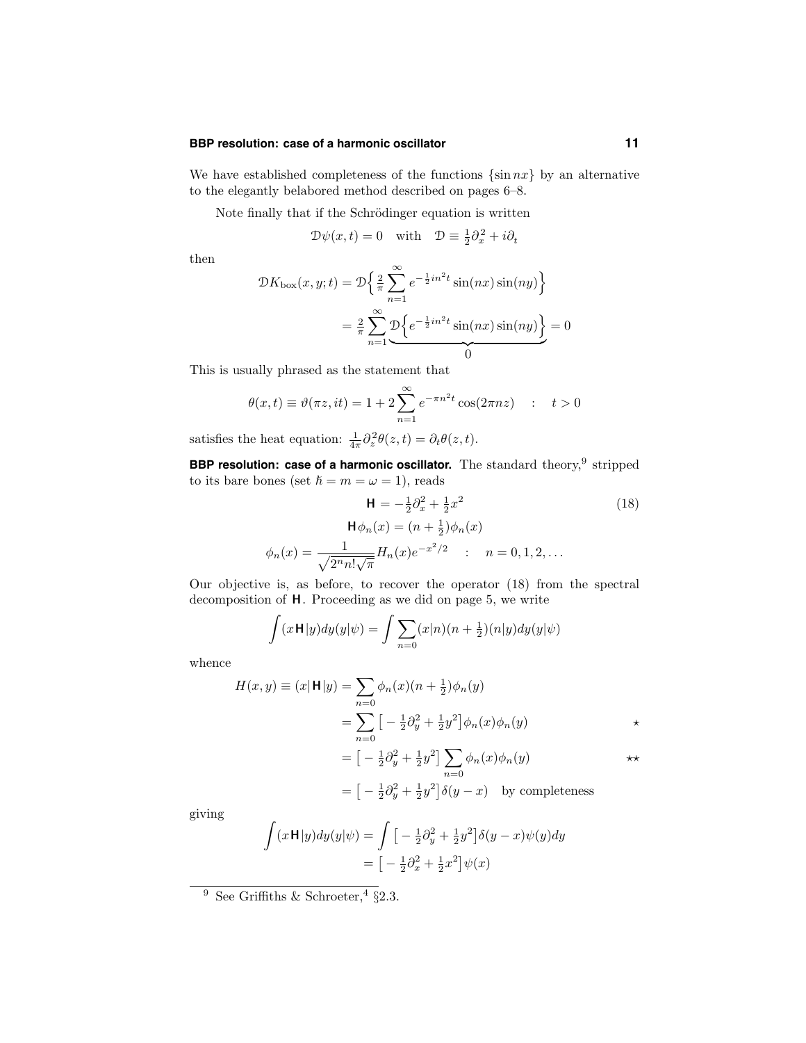We have established completeness of the functions $\{\sin nx\}$ by an alternative to the elegantly belabored method described on pages 6–8.

Note finally that if the Schrödinger equation is written

$$\mathcal{D}\psi(x,t) = 0 \quad \text{with} \quad \mathcal{D} \equiv \tfrac{1}{2}\partial_x^2 + i\partial_t$$

then

$$\begin{aligned}
\mathcal{D}K_{\text{box}}(x,y;t) &= \mathcal{D}\Big\{\tfrac{2}{\pi}\sum_{n=1}^{\infty} e^{-\frac{1}{2}in^2 t}\sin(nx)\sin(ny)\Big\} \\
&= \tfrac{2}{\pi}\sum_{n=1}^{\infty}\underbrace{\mathcal{D}\Big\{e^{-\frac{1}{2}in^2 t}\sin(nx)\sin(ny)\Big\}}_{0} = 0
\end{aligned}$$

This is usually phrased as the statement that

$$\theta(x,t) \equiv \vartheta(\pi z, it) = 1 + 2\sum_{n=1}^{\infty} e^{-\pi n^2 t}\cos(2\pi n z) \quad : \quad t > 0$$

satisfies the heat equation: $\frac{1}{4\pi}\partial_z^2\theta(z,t) = \partial_t\theta(z,t)$.

**BBP resolution: case of a harmonic oscillator.** The standard theory,[9] stripped to its bare bones (set $\hbar = m = \omega = 1$), reads

$$\begin{aligned}
\mathbf{H} &= -\tfrac{1}{2}\partial_x^2 + \tfrac{1}{2}x^2 \qquad (18)\\
\mathbf{H}\phi_n(x) &= (n+\tfrac{1}{2})\phi_n(x) \\
\phi_n(x) &= \frac{1}{\sqrt{2^n n!\sqrt{\pi}}}H_n(x)e^{-x^2/2} \quad : \quad n = 0,1,2,\ldots
\end{aligned}$$

Our objective is, as before, to recover the operator (18) from the spectral decomposition of $\mathbf{H}$. Proceeding as we did on page 5, we write

$$\int (x\,\mathbf{H}|y)dy(y|\psi) = \int \sum_{n=0}(x|n)(n+\tfrac{1}{2})(n|y)dy(y|\psi)$$

whence

$$\begin{aligned}
H(x,y) \equiv (x|\,\mathbf{H}|y) &= \sum_{n=0}\phi_n(x)(n+\tfrac{1}{2})\phi_n(y) \\
&= \sum_{n=0}\big[-\tfrac{1}{2}\partial_y^2 + \tfrac{1}{2}y^2\big]\phi_n(x)\phi_n(y) \qquad \star \\
&= \big[-\tfrac{1}{2}\partial_y^2 + \tfrac{1}{2}y^2\big]\sum_{n=0}\phi_n(x)\phi_n(y) \qquad \star\star \\
&= \big[-\tfrac{1}{2}\partial_y^2 + \tfrac{1}{2}y^2\big]\delta(y-x) \quad \text{by completeness}
\end{aligned}$$

giving

$$\begin{aligned}
\int (x\,\mathbf{H}|y)dy(y|\psi) &= \int \big[-\tfrac{1}{2}\partial_y^2 + \tfrac{1}{2}y^2\big]\delta(y-x)\psi(y)dy \\
&= \big[-\tfrac{1}{2}\partial_x^2 + \tfrac{1}{2}x^2\big]\psi(x)
\end{aligned}$$

---

[9] See Griffiths & Schroeter,[4] §2.3.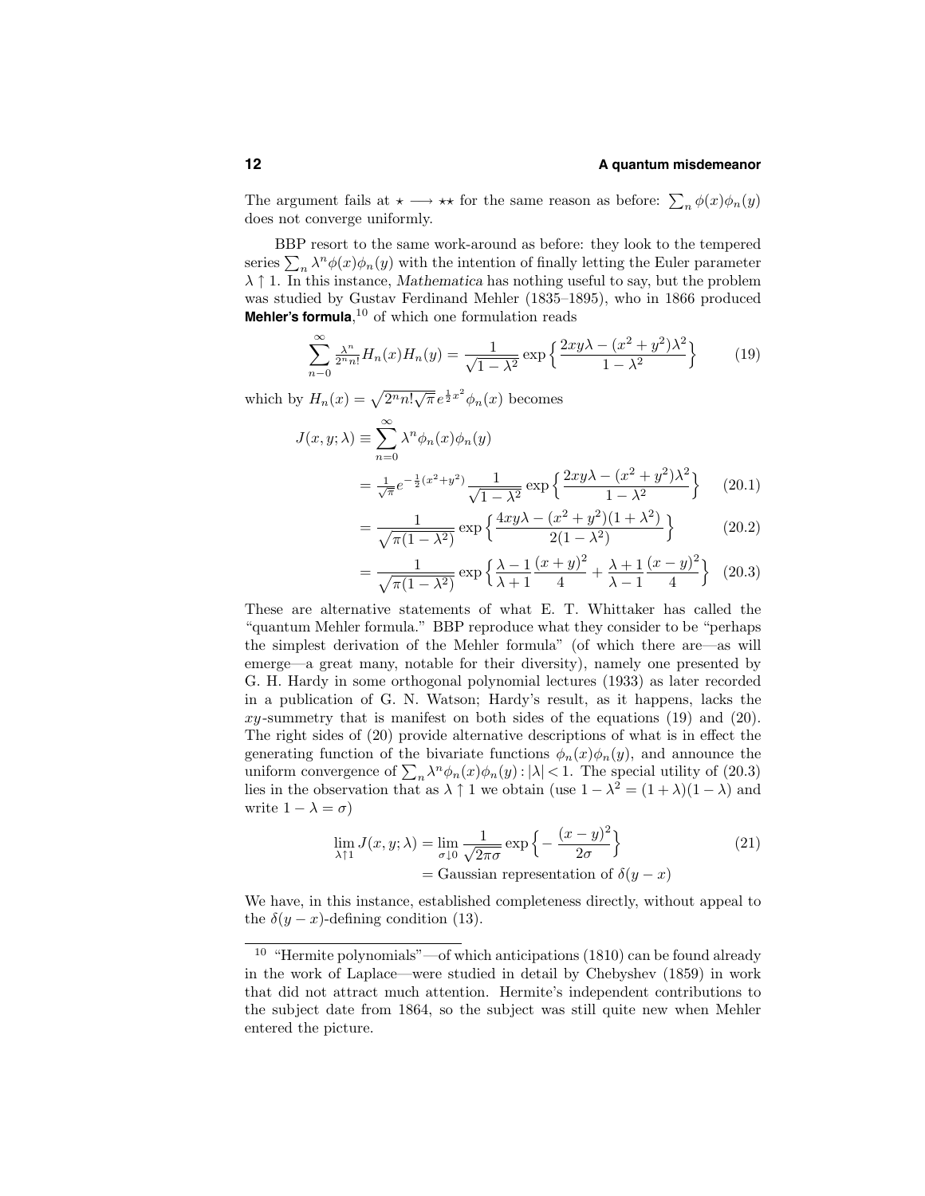The argument fails at $\star \longrightarrow \star\star$ for the same reason as before: $\sum_n \phi(x)\phi_n(y)$ does not converge uniformly.

BBP resort to the same work-around as before: they look to the tempered series $\sum_n \lambda^n \phi(x)\phi_n(y)$ with the intention of finally letting the Euler parameter $\lambda \uparrow 1$. In this instance, *Mathematica* has nothing useful to say, but the problem was studied by Gustav Ferdinand Mehler (1835–1895), who in 1866 produced **Mehler's formula**,[10] of which one formulation reads

$$\sum_{n-0}^{\infty} \tfrac{\lambda^n}{2^n n!} H_n(x)H_n(y) = \frac{1}{\sqrt{1-\lambda^2}} \exp\Big\{\frac{2xy\lambda - (x^2+y^2)\lambda^2}{1-\lambda^2}\Big\} \tag{19}$$

which by $H_n(x) = \sqrt{2^n n! \sqrt{\pi}}\, e^{\frac{1}{2}x^2}\phi_n(x)$ becomes

$$\begin{aligned}
J(x,y;\lambda) &\equiv \sum_{n=0}^{\infty} \lambda^n \phi_n(x)\phi_n(y) \\
&= \tfrac{1}{\sqrt{\pi}} e^{-\frac{1}{2}(x^2+y^2)} \frac{1}{\sqrt{1-\lambda^2}} \exp\Big\{\frac{2xy\lambda - (x^2+y^2)\lambda^2}{1-\lambda^2}\Big\} &(20.1)\\
&= \frac{1}{\sqrt{\pi(1-\lambda^2)}} \exp\Big\{\frac{4xy\lambda - (x^2+y^2)(1+\lambda^2)}{2(1-\lambda^2)}\Big\} &(20.2)\\
&= \frac{1}{\sqrt{\pi(1-\lambda^2)}} \exp\Big\{\frac{\lambda-1}{\lambda+1}\frac{(x+y)^2}{4} + \frac{\lambda+1}{\lambda-1}\frac{(x-y)^2}{4}\Big\} &(20.3)
\end{aligned}$$

These are alternative statements of what E. T. Whittaker has called the "quantum Mehler formula." BBP reproduce what they consider to be "perhaps the simplest derivation of the Mehler formula" (of which there are—as will emerge—a great many, notable for their diversity), namely one presented by G. H. Hardy in some orthogonal polynomial lectures (1933) as later recorded in a publication of G. N. Watson; Hardy's result, as it happens, lacks the $xy$-summetry that is manifest on both sides of the equations (19) and (20). The right sides of (20) provide alternative descriptions of what is in effect the generating function of the bivariate functions $\phi_n(x)\phi_n(y)$, and announce the uniform convergence of $\sum_n \lambda^n \phi_n(x)\phi_n(y) : |\lambda| < 1$. The special utility of (20.3) lies in the observation that as $\lambda \uparrow 1$ we obtain (use $1-\lambda^2 = (1+\lambda)(1-\lambda)$ and write $1-\lambda = \sigma$)

$$\begin{aligned}
\lim_{\lambda\uparrow 1} J(x,y;\lambda) &= \lim_{\sigma\downarrow 0} \frac{1}{\sqrt{2\pi\sigma}} \exp\Big\{-\frac{(x-y)^2}{2\sigma}\Big\} &(21)\\
&= \text{Gaussian representation of } \delta(y-x)
\end{aligned}$$

We have, in this instance, established completeness directly, without appeal to the $\delta(y-x)$-defining condition (13).

---

[10] "Hermite polynomials"—of which anticipations (1810) can be found already in the work of Laplace—were studied in detail by Chebyshev (1859) in work that did not attract much attention. Hermite's independent contributions to the subject date from 1864, so the subject was still quite new when Mehler entered the picture.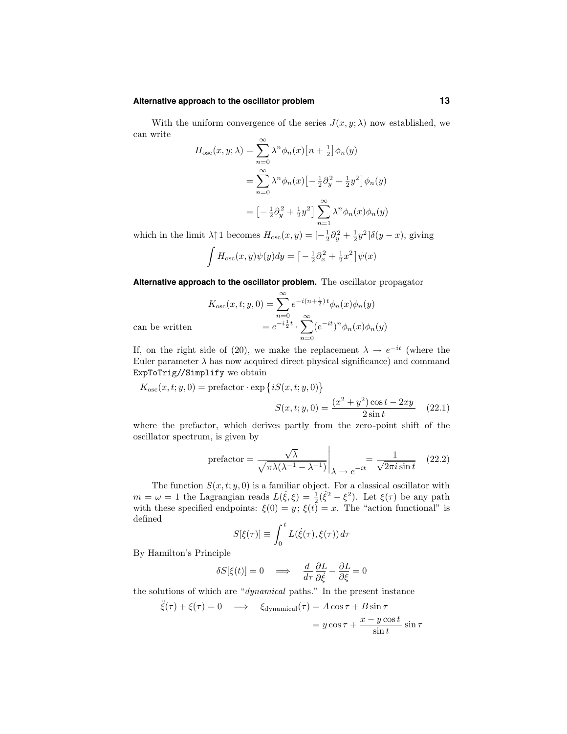With the uniform convergence of the series $J(x, y; \lambda)$ now established, we can write

$$
\begin{aligned}
H_{\text{osc}}(x, y; \lambda) &= \sum_{n=0}^{\infty} \lambda^n \phi_n(x) \big[n + \tfrac{1}{2}\big] \phi_n(y) \\
&= \sum_{n=0}^{\infty} \lambda^n \phi_n(x) \big[-\tfrac{1}{2}\partial_y^2 + \tfrac{1}{2}y^2\big] \phi_n(y) \\
&= \big[-\tfrac{1}{2}\partial_y^2 + \tfrac{1}{2}y^2\big] \sum_{n=1}^{\infty} \lambda^n \phi_n(x) \phi_n(y)
\end{aligned}
$$

which in the limit $\lambda \uparrow 1$ becomes $H_{\text{osc}}(x, y) = [-\frac{1}{2}\partial_y^2 + \frac{1}{2}y^2]\delta(y - x)$, giving

$$
\int H_{\text{osc}}(x, y)\psi(y)dy = \big[-\tfrac{1}{2}\partial_x^2 + \tfrac{1}{2}x^2\big]\psi(x)
$$

**Alternative approach to the oscillator problem.** The oscillator propagator

$$
\begin{aligned}
K_{\text{osc}}(x, t; y, 0) &= \sum_{n=0}^{\infty} e^{-i(n+\frac{1}{2})t} \phi_n(x)\phi_n(y) \\
\text{can be written} \qquad &= e^{-i\frac{1}{2}t} \cdot \sum_{n=0}^{\infty} (e^{-it})^n \phi_n(x)\phi_n(y)
\end{aligned}
$$

If, on the right side of (20), we make the replacement $\lambda \to e^{-it}$ (where the Euler parameter $\lambda$ has now acquired direct physical significance) and command `ExpToTrig//Simplify` we obtain

$$
K_{\text{osc}}(x, t; y, 0) = \text{prefactor} \cdot \exp\big\{iS(x, t; y, 0)\big\}
$$

$$
S(x, t; y, 0) = \frac{(x^2 + y^2)\cos t - 2xy}{2\sin t} \qquad (22.1)
$$

where the prefactor, which derives partly from the zero-point shift of the oscillator spectrum, is given by

$$
\text{prefactor} = \frac{\sqrt{\lambda}}{\sqrt{\pi\lambda(\lambda^{-1} - \lambda^{+1})}}\Bigg|_{\lambda \,\to\, e^{-it}} = \frac{1}{\sqrt{2\pi i \sin t}} \qquad (22.2)
$$

The function $S(x, t; y, 0)$ is a familiar object. For a classical oscillator with $m = \omega = 1$ the Lagrangian reads $L(\dot{\xi}, \xi) = \frac{1}{2}(\dot{\xi}^2 - \xi^2)$. Let $\xi(\tau)$ be any path with these specified endpoints: $\xi(0) = y$; $\xi(t) = x$. The "action functional" is defined

$$
S[\xi(\tau)] \equiv \int_0^t L(\dot{\xi}(\tau), \xi(\tau))\, d\tau
$$

By Hamilton's Principle

$$
\delta S[\xi(t)] = 0 \quad \Longrightarrow \quad \frac{d}{d\tau}\frac{\partial L}{\partial \dot{\xi}} - \frac{\partial L}{\partial \xi} = 0
$$

the solutions of which are "*dynamical* paths." In the present instance

$$
\begin{aligned}
\ddot{\xi}(\tau) + \xi(\tau) = 0 \quad \Longrightarrow \quad \xi_{\text{dynamical}}(\tau) &= A\cos\tau + B\sin\tau \\
&= y\cos\tau + \frac{x - y\cos t}{\sin t}\sin\tau
\end{aligned}
$$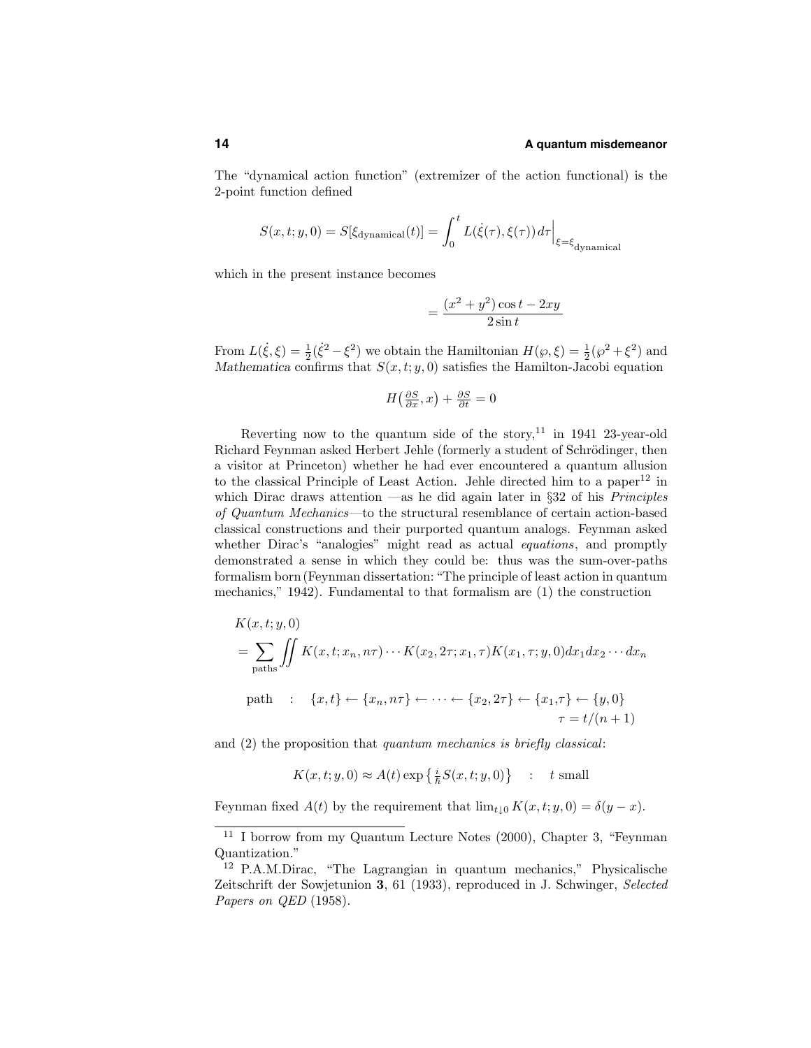The "dynamical action function" (extremizer of the action functional) is the 2-point function defined

$$S(x,t;y,0) = S[\xi_{\text{dynamical}}(t)] = \int_0^t L(\dot{\xi}(\tau),\xi(\tau))\,d\tau\Big|_{\xi=\xi_{\text{dynamical}}}$$

which in the present instance becomes

$$= \frac{(x^2+y^2)\cos t - 2xy}{2\sin t}$$

From $L(\dot{\xi},\xi) = \frac{1}{2}(\dot{\xi}^2 - \xi^2)$ we obtain the Hamiltonian $H(\wp,\xi) = \frac{1}{2}(\wp^2 + \xi^2)$ and *Mathematica* confirms that $S(x,t;y,0)$ satisfies the Hamilton-Jacobi equation

$$H\big(\tfrac{\partial S}{\partial x}, x\big) + \tfrac{\partial S}{\partial t} = 0$$

Reverting now to the quantum side of the story,[11] in 1941 23-year-old Richard Feynman asked Herbert Jehle (formerly a student of Schrödinger, then a visitor at Princeton) whether he had ever encountered a quantum allusion to the classical Principle of Least Action. Jehle directed him to a paper[12] in which Dirac draws attention —as he did again later in §32 of his *Principles of Quantum Mechanics*—to the structural resemblance of certain action-based classical constructions and their purported quantum analogs. Feynman asked whether Dirac's "analogies" might read as actual *equations*, and promptly demonstrated a sense in which they could be: thus was the sum-over-paths formalism born (Feynman dissertation: "The principle of least action in quantum mechanics," 1942). Fundamental to that formalism are (1) the construction

$$K(x,t;y,0)$$
$$= \sum_{\text{paths}} \iint K(x,t;x_n,n\tau)\cdots K(x_2,2\tau;x_1,\tau)K(x_1,\tau;y,0)dx_1dx_2\cdots dx_n$$

$$\text{path} \quad : \quad \{x,t\} \leftarrow \{x_n,n\tau\} \leftarrow \cdots \leftarrow \{x_2,2\tau\} \leftarrow \{x_1,\tau\} \leftarrow \{y,0\}$$
$$\tau = t/(n+1)$$

and (2) the proposition that *quantum mechanics is briefly classical*:

$$K(x,t;y,0) \approx A(t)\exp\left\{\tfrac{i}{\hbar}S(x,t;y,0)\right\} \quad : \quad t \text{ small}$$

Feynman fixed $A(t)$ by the requirement that $\lim_{t\downarrow 0} K(x,t;y,0) = \delta(y-x)$.

---

[11] I borrow from my Quantum Lecture Notes (2000), Chapter 3, "Feynman Quantization."

[12] P.A.M.Dirac, "The Lagrangian in quantum mechanics," Physicalische Zeitschrift der Sowjetunion **3**, 61 (1933), reproduced in J. Schwinger, *Selected Papers on QED* (1958).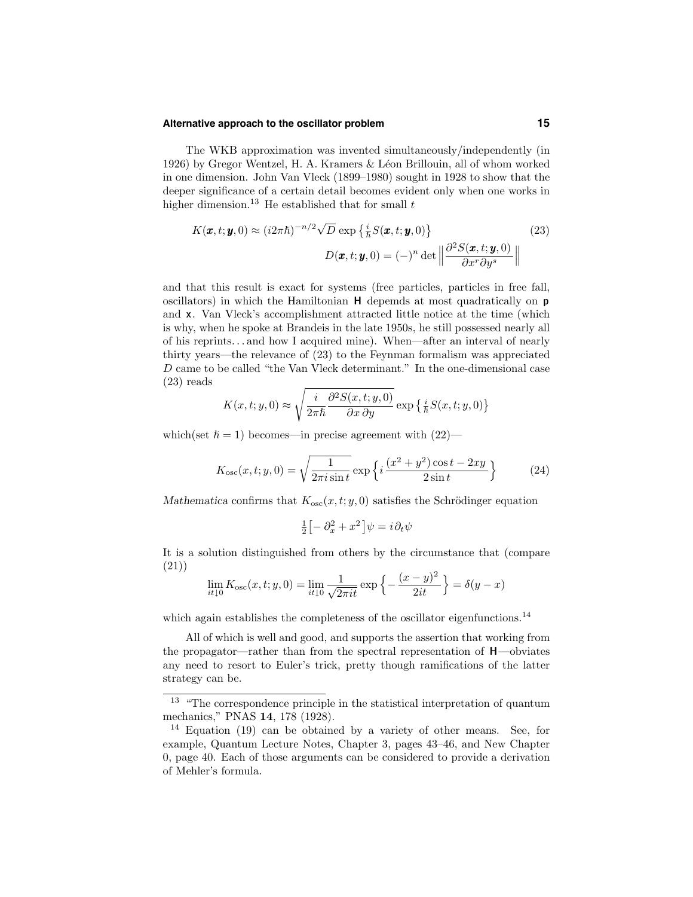The WKB approximation was invented simultaneously/independently (in 1926) by Gregor Wentzel, H. A. Kramers & Léon Brillouin, all of whom worked in one dimension. John Van Vleck (1899–1980) sought in 1928 to show that the deeper significance of a certain detail becomes evident only when one works in higher dimension.[13] He established that for small $t$

$$
\begin{aligned}
K(\boldsymbol{x},t;\boldsymbol{y},0) &\approx (i2\pi\hbar)^{-n/2}\sqrt{D}\,\exp\left\{\tfrac{i}{\hbar}S(\boldsymbol{x},t;\boldsymbol{y},0)\right\} \\
D(\boldsymbol{x},t;\boldsymbol{y},0) &= (-)^n \det\left\|\frac{\partial^2 S(\boldsymbol{x},t;\boldsymbol{y},0)}{\partial x^r \partial y^s}\right\|
\end{aligned}
\tag{23}
$$

and that this result is exact for systems (free particles, particles in free fall, oscillators) in which the Hamiltonian $\mathbf{H}$ depemds at most quadratically on $\mathbf{p}$ and $\mathbf{x}$. Van Vleck's accomplishment attracted little notice at the time (which is why, when he spoke at Brandeis in the late 1950s, he still possessed nearly all of his reprints. . . and how I acquired mine). When—after an interval of nearly thirty years—the relevance of (23) to the Feynman formalism was appreciated $D$ came to be called "the Van Vleck determinant." In the one-dimensional case (23) reads

$$
K(x,t;y,0) \approx \sqrt{\frac{i}{2\pi\hbar}\frac{\partial^2 S(x,t;y,0)}{\partial x\,\partial y}}\,\exp\left\{\tfrac{i}{\hbar}S(x,t;y,0)\right\}
$$

which(set $\hbar = 1$) becomes—in precise agreement with (22)—

$$
K_{\text{osc}}(x,t;y,0) = \sqrt{\frac{1}{2\pi i\sin t}}\,\exp\left\{i\,\frac{(x^2+y^2)\cos t - 2xy}{2\sin t}\right\}
\tag{24}
$$

*Mathematica* confirms that $K_{\text{osc}}(x,t;y,0)$ satisfies the Schrödinger equation

$$
\tfrac{1}{2}\big[-\partial_x^2 + x^2\big]\psi = i\,\partial_t\psi
$$

It is a solution distinguished from others by the circumstance that (compare (21))

$$
\lim_{it\downarrow 0} K_{\text{osc}}(x,t;y,0) = \lim_{it\downarrow 0}\frac{1}{\sqrt{2\pi it}}\exp\left\{-\frac{(x-y)^2}{2it}\right\} = \delta(y-x)
$$

which again establishes the completeness of the oscillator eigenfunctions.[14]

All of which is well and good, and supports the assertion that working from the propagator—rather than from the spectral representation of $\mathbf{H}$—obviates any need to resort to Euler's trick, pretty though ramifications of the latter strategy can be.

---

[13] "The correspondence principle in the statistical interpretation of quantum mechanics," PNAS **14**, 178 (1928).

[14] Equation (19) can be obtained by a variety of other means. See, for example, Quantum Lecture Notes, Chapter 3, pages 43–46, and New Chapter 0, page 40. Each of those arguments can be considered to provide a derivation of Mehler's formula.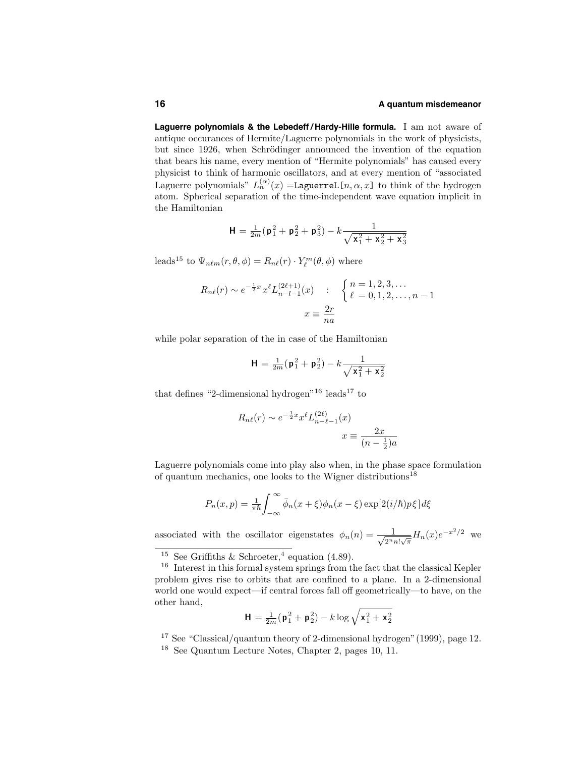**Laguerre polynomials & the Lebedeff / Hardy-Hille formula.** I am not aware of antique occurances of Hermite/Laguerre polynomials in the work of physicists, but since 1926, when Schrödinger announced the invention of the equation that bears his name, every mention of "Hermite polynomials" has caused every physicist to think of harmonic oscillators, and at every mention of "associated Laguerre polynomials" $L_n^{(\alpha)}(x)$ =LaguerreL[$n, \alpha, x$] to think of the hydrogen atom. Spherical separation of the time-independent wave equation implicit in the Hamiltonian

$$\mathsf{H} = \tfrac{1}{2m}(\mathsf{p}_1^2 + \mathsf{p}_2^2 + \mathsf{p}_3^2) - k\frac{1}{\sqrt{\mathsf{x}_1^2 + \mathsf{x}_2^2 + \mathsf{x}_3^2}}$$

leads[15] to $\Psi_{n\ell m}(r, \theta, \phi) = R_{n\ell}(r) \cdot Y_\ell^m(\theta, \phi)$ where

$$R_{n\ell}(r) \sim e^{-\frac{1}{2}x} x^\ell L_{n-l-1}^{(2\ell+1)}(x) \quad : \quad \begin{cases} n = 1, 2, 3, \ldots \\ \ell = 0, 1, 2, \ldots, n-1 \end{cases}$$
$$x \equiv \frac{2r}{na}$$

while polar separation of the in case of the Hamiltonian

$$\mathsf{H} = \tfrac{1}{2m}(\mathsf{p}_1^2 + \mathsf{p}_2^2) - k\frac{1}{\sqrt{\mathsf{x}_1^2 + \mathsf{x}_2^2}}$$

that defines "2-dimensional hydrogen"[16] leads[17] to

$$R_{n\ell}(r) \sim e^{-\frac{1}{2}x} x^\ell L_{n-\ell-1}^{(2\ell)}(x)$$
$$x \equiv \frac{2x}{(n-\frac{1}{2})a}$$

Laguerre polynomials come into play also when, in the phase space formulation of quantum mechanics, one looks to the Wigner distributions[18]

$$P_n(x, p) = \tfrac{1}{\pi\hbar}\int_{-\infty}^{\infty} \bar{\phi}_n(x+\xi)\phi_n(x-\xi)\exp[2(i/\hbar)p\xi]\,d\xi$$

associated with the oscillator eigenstates $\phi_n(n) = \frac{1}{\sqrt{2^n n!\sqrt{\pi}}} H_n(x) e^{-x^2/2}$ we

---

[15] See Griffiths & Schroeter,[4] equation (4.89).

[16] Interest in this formal system springs from the fact that the classical Kepler problem gives rise to orbits that are confined to a plane. In a 2-dimensional world one would expect—if central forces fall off geometrically—to have, on the other hand,

$$\mathsf{H} = \tfrac{1}{2m}(\mathsf{p}_1^2 + \mathsf{p}_2^2) - k\log\sqrt{\mathsf{x}_1^2 + \mathsf{x}_2^2}$$

[17] See "Classical/quantum theory of 2-dimensional hydrogen" (1999), page 12.

[18] See Quantum Lecture Notes, Chapter 2, pages 10, 11.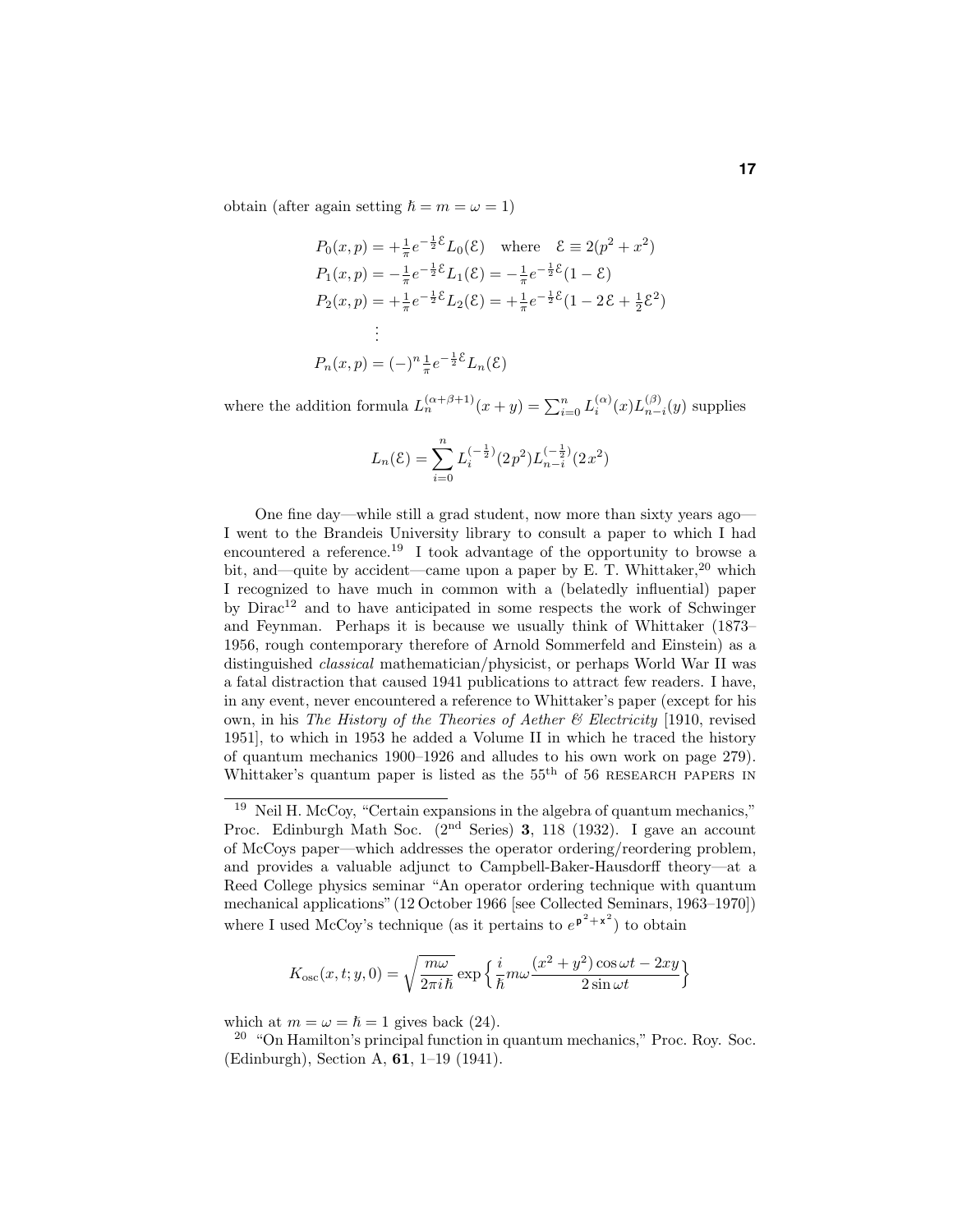obtain (after again setting $\hbar = m = \omega = 1$)

$$
\begin{aligned}
P_0(x,p) &= +\tfrac{1}{\pi}e^{-\frac{1}{2}\mathcal{E}}L_0(\mathcal{E}) \quad \text{where} \quad \mathcal{E} \equiv 2(p^2+x^2)\\
P_1(x,p) &= -\tfrac{1}{\pi}e^{-\frac{1}{2}\mathcal{E}}L_1(\mathcal{E}) = -\tfrac{1}{\pi}e^{-\frac{1}{2}\mathcal{E}}(1-\mathcal{E})\\
P_2(x,p) &= +\tfrac{1}{\pi}e^{-\frac{1}{2}\mathcal{E}}L_2(\mathcal{E}) = +\tfrac{1}{\pi}e^{-\frac{1}{2}\mathcal{E}}(1-2\,\mathcal{E}+\tfrac{1}{2}\mathcal{E}^2)\\
&\;\;\vdots\\
P_n(x,p) &= (-)^n\tfrac{1}{\pi}e^{-\frac{1}{2}\mathcal{E}}L_n(\mathcal{E})
\end{aligned}
$$

where the addition formula $L_n^{(\alpha+\beta+1)}(x+y) = \sum_{i=0}^n L_i^{(\alpha)}(x)L_{n-i}^{(\beta)}(y)$ supplies

$$
L_n(\mathcal{E}) = \sum_{i=0}^n L_i^{(-\frac{1}{2})}(2p^2)L_{n-i}^{(-\frac{1}{2})}(2x^2)
$$

One fine day—while still a grad student, now more than sixty years ago—I went to the Brandeis University library to consult a paper to which I had encountered a reference.[19] I took advantage of the opportunity to browse a bit, and—quite by accident—came upon a paper by E. T. Whittaker,[20] which I recognized to have much in common with a (belatedly influential) paper by Dirac[12] and to have anticipated in some respects the work of Schwinger and Feynman. Perhaps it is because we usually think of Whittaker (1873–1956, rough contemporary therefore of Arnold Sommerfeld and Einstein) as a distinguished *classical* mathematician/physicist, or perhaps World War II was a fatal distraction that caused 1941 publications to attract few readers. I have, in any event, never encountered a reference to Whittaker's paper (except for his own, in his *The History of the Theories of Aether & Electricity* [1910, revised 1951], to which in 1953 he added a Volume II in which he traced the history of quantum mechanics 1900–1926 and alludes to his own work on page 279). Whittaker's quantum paper is listed as the $55^{\text{th}}$ of 56 RESEARCH PAPERS IN

---

[19] Neil H. McCoy, "Certain expansions in the algebra of quantum mechanics," Proc. Edinburgh Math Soc. ($2^{\text{nd}}$ Series) **3**, 118 (1932). I gave an account of McCoys paper—which addresses the operator ordering/reordering problem, and provides a valuable adjunct to Campbell-Baker-Hausdorff theory—at a Reed College physics seminar "An operator ordering technique with quantum mechanical applications" (12 October 1966 [see Collected Seminars, 1963–1970]) where I used McCoy's technique (as it pertains to $e^{\mathsf{p}^2+\mathsf{x}^2}$) to obtain

$$
K_{\text{osc}}(x,t;y,0) = \sqrt{\frac{m\omega}{2\pi i\hbar}}\exp\Big\{\frac{i}{\hbar}m\omega\frac{(x^2+y^2)\cos\omega t - 2xy}{2\sin\omega t}\Big\}
$$

which at $m=\omega=\hbar=1$ gives back (24).

[20] "On Hamilton's principal function in quantum mechanics," Proc. Roy. Soc. (Edinburgh), Section A, **61**, 1–19 (1941).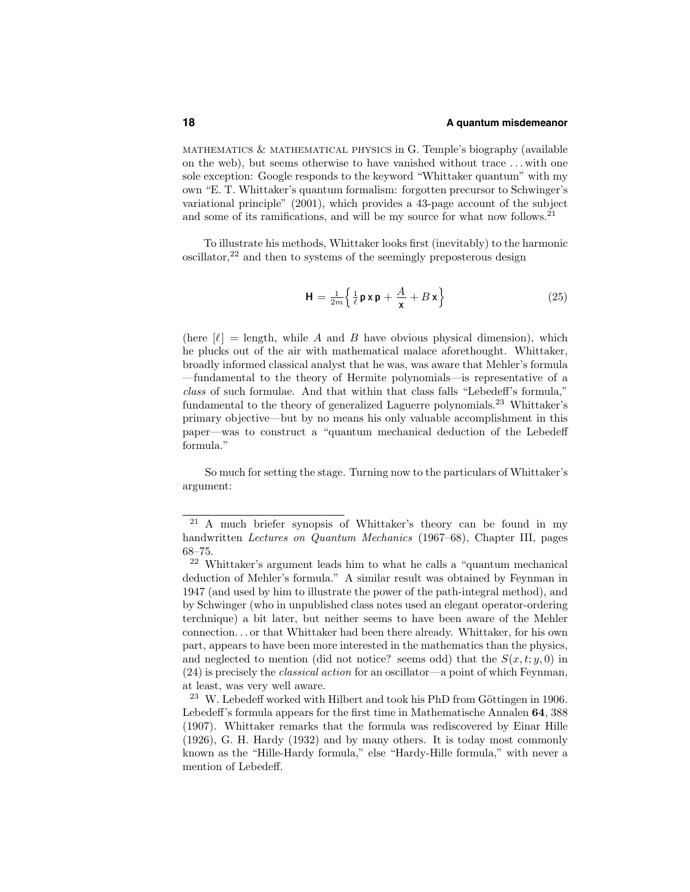MATHEMATICS & MATHEMATICAL PHYSICS in G. Temple's biography (available on the web), but seems otherwise to have vanished without trace . . . with one sole exception: Google responds to the keyword "Whittaker quantum" with my own "E. T. Whittaker's quantum formalism: forgotten precursor to Schwinger's variational principle" (2001), which provides a 43-page account of the subject and some of its ramifications, and will be my source for what now follows.[21]

To illustrate his methods, Whittaker looks first (inevitably) to the harmonic oscillator,[22] and then to systems of the seemingly preposterous design

$$\mathsf{H} = \tfrac{1}{2m}\Big\{\tfrac{1}{\ell}\,\mathsf{p}\,\mathsf{x}\,\mathsf{p} + \frac{A}{\mathsf{x}} + B\,\mathsf{x}\Big\} \tag{25}$$

(here $[\ell]$ = length, while $A$ and $B$ have obvious physical dimension), which he plucks out of the air with mathematical malace aforethought. Whittaker, broadly informed classical analyst that he was, was aware that Mehler's formula —fundamental to the theory of Hermite polynomials—is representative of a *class* of such formulae. And that within that class falls "Lebedeff's formula," fundamental to the theory of generalized Laguerre polynomials.[23] Whittaker's primary objective—but by no means his only valuable accomplishment in this paper—was to construct a "quantum mechanical deduction of the Lebedeff formula."

So much for setting the stage. Turning now to the particulars of Whittaker's argument:

---

[21] A much briefer synopsis of Whittaker's theory can be found in my handwritten *Lectures on Quantum Mechanics* (1967–68), Chapter III, pages 68–75.

[22] Whittaker's argument leads him to what he calls a "quantum mechanical deduction of Mehler's formula." A similar result was obtained by Feynman in 1947 (and used by him to illustrate the power of the path-integral method), and by Schwinger (who in unpublished class notes used an elegant operator-ordering terchnique) a bit later, but neither seems to have been aware of the Mehler connection. . . or that Whittaker had been there already. Whittaker, for his own part, appears to have been more interested in the mathematics than the physics, and neglected to mention (did not notice? seems odd) that the $S(x, t; y, 0)$ in (24) is precisely the *classical action* for an oscillator—a point of which Feynman, at least, was very well aware.

[23] W. Lebedeff worked with Hilbert and took his PhD from Göttingen in 1906. Lebedeff's formula appears for the first time in Mathematische Annalen **64**, 388 (1907). Whittaker remarks that the formula was rediscovered by Einar Hille (1926), G. H. Hardy (1932) and by many others. It is today most commonly known as the "Hille-Hardy formula," else "Hardy-Hille formula," with never a mention of Lebedeff.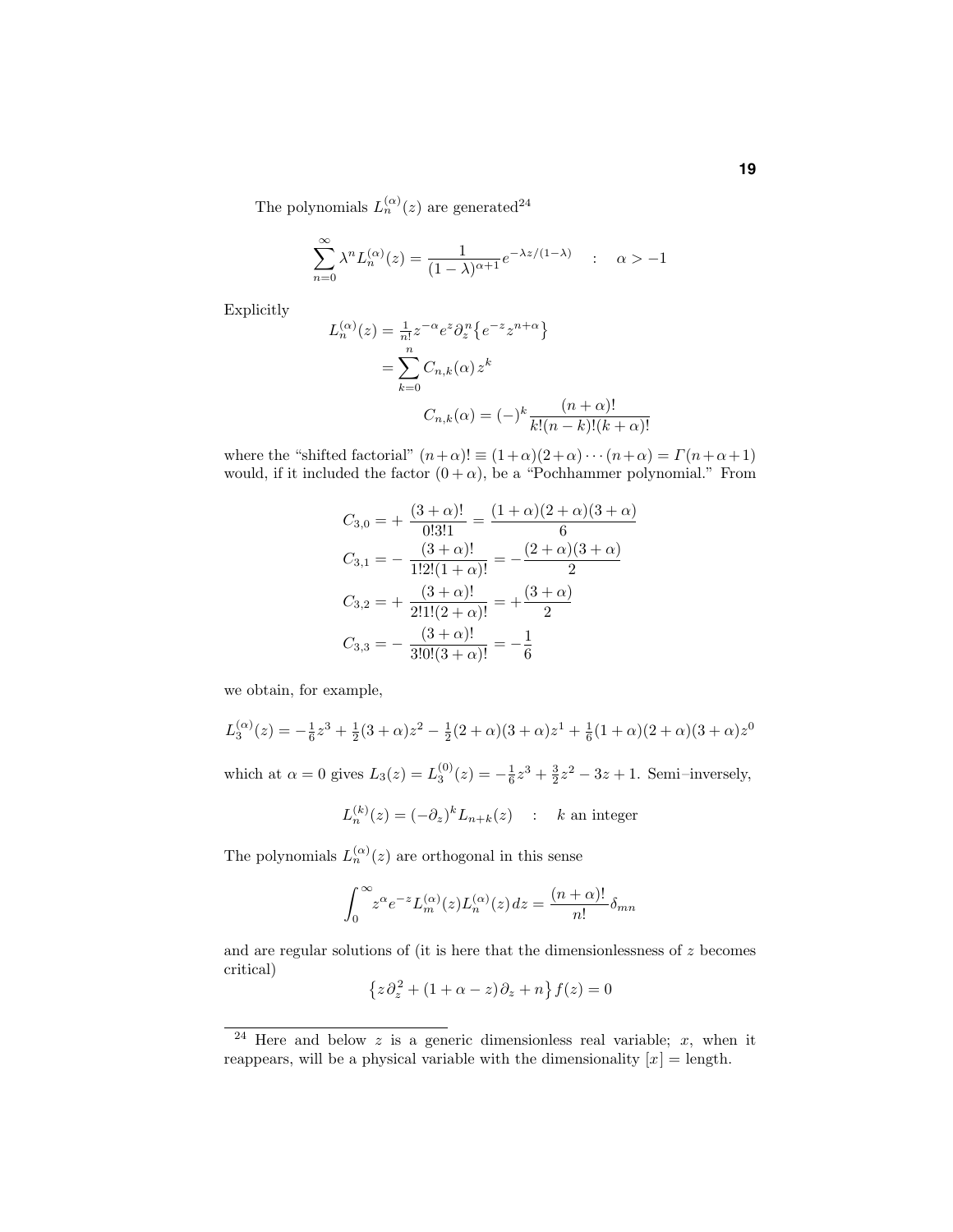The polynomials $L_n^{(\alpha)}(z)$ are generated[24]

$$\sum_{n=0}^{\infty} \lambda^n L_n^{(\alpha)}(z) = \frac{1}{(1-\lambda)^{\alpha+1}} e^{-\lambda z/(1-\lambda)} \quad : \quad \alpha > -1$$

Explicitly

$$\begin{aligned}
L_n^{(\alpha)}(z) &= \tfrac{1}{n!} z^{-\alpha} e^{z} \partial_z^n \big\{ e^{-z} z^{n+\alpha} \big\} \\
&= \sum_{k=0}^{n} C_{n,k}(\alpha)\, z^k \\
&\qquad C_{n,k}(\alpha) = (-)^k \frac{(n+\alpha)!}{k!(n-k)!(k+\alpha)!}
\end{aligned}$$

where the "shifted factorial" $(n+\alpha)! \equiv (1+\alpha)(2+\alpha)\cdots(n+\alpha) = \Gamma(n+\alpha+1)$ would, if it included the factor $(0+\alpha)$, be a "Pochhammer polynomial." From

$$\begin{aligned}
C_{3,0} &= +\,\frac{(3+\alpha)!}{0!3!1} = \frac{(1+\alpha)(2+\alpha)(3+\alpha)}{6} \\
C_{3,1} &= -\,\frac{(3+\alpha)!}{1!2!(1+\alpha)!} = -\frac{(2+\alpha)(3+\alpha)}{2} \\
C_{3,2} &= +\,\frac{(3+\alpha)!}{2!1!(2+\alpha)!} = +\frac{(3+\alpha)}{2} \\
C_{3,3} &= -\,\frac{(3+\alpha)!}{3!0!(3+\alpha)!} = -\frac{1}{6}
\end{aligned}$$

we obtain, for example,

$$L_3^{(\alpha)}(z) = -\tfrac{1}{6}z^3 + \tfrac{1}{2}(3+\alpha)z^2 - \tfrac{1}{2}(2+\alpha)(3+\alpha)z^1 + \tfrac{1}{6}(1+\alpha)(2+\alpha)(3+\alpha)z^0$$

which at $\alpha = 0$ gives $L_3(z) = L_3^{(0)}(z) = -\tfrac{1}{6}z^3 + \tfrac{3}{2}z^2 - 3z + 1$. Semi–inversely,

$$L_n^{(k)}(z) = (-\partial_z)^k L_{n+k}(z) \quad : \quad k \text{ an integer}$$

The polynomials $L_n^{(\alpha)}(z)$ are orthogonal in this sense

$$\int_0^{\infty} z^{\alpha} e^{-z} L_m^{(\alpha)}(z) L_n^{(\alpha)}(z)\, dz = \frac{(n+\alpha)!}{n!}\delta_{mn}$$

and are regular solutions of (it is here that the dimensionlessness of $z$ becomes critical)

$$\big\{ z\,\partial_z^2 + (1+\alpha-z)\,\partial_z + n \big\} f(z) = 0$$

---

[24] Here and below $z$ is a generic dimensionless real variable; $x$, when it reappears, will be a physical variable with the dimensionality $[x]$ = length.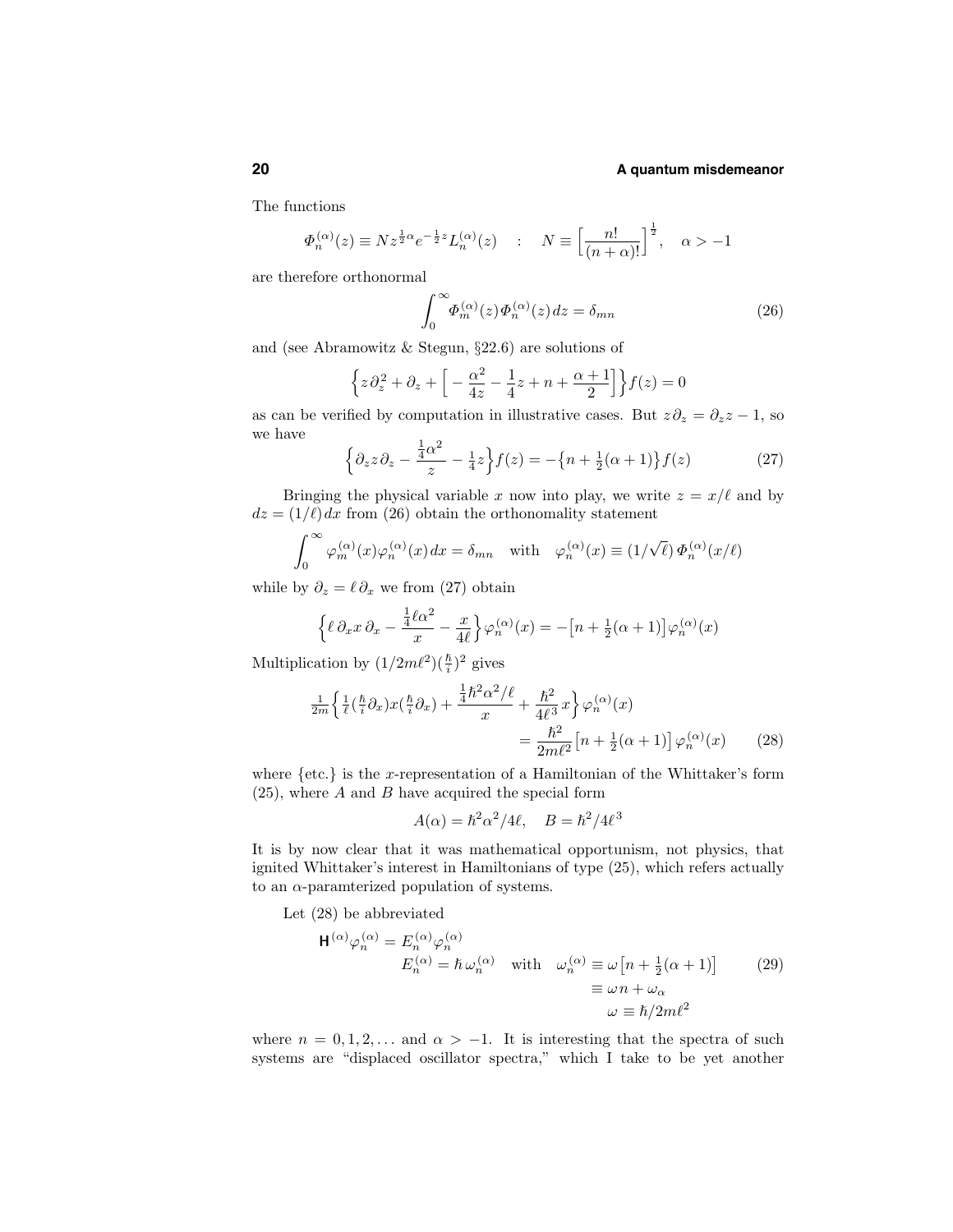The functions

$$\varPhi_n^{(\alpha)}(z) \equiv N z^{\frac{1}{2}\alpha} e^{-\frac{1}{2}z} L_n^{(\alpha)}(z) \quad : \quad N \equiv \Big[\frac{n!}{(n+\alpha)!}\Big]^{\frac{1}{2}}, \quad \alpha > -1$$

are therefore orthonormal

$$\int_0^\infty \varPhi_m^{(\alpha)}(z)\varPhi_n^{(\alpha)}(z)\,dz = \delta_{mn} \tag{26}$$

and (see Abramowitz & Stegun, §22.6) are solutions of

$$\Big\{ z\partial_z^2 + \partial_z + \Big[ -\frac{\alpha^2}{4z} - \frac{1}{4}z + n + \frac{\alpha+1}{2}\Big]\Big\} f(z) = 0$$

as can be verified by computation in illustrative cases. But $z\partial_z = \partial_z z - 1$, so we have

$$\Big\{ \partial_z z \partial_z - \frac{\frac{1}{4}\alpha^2}{z} - \tfrac{1}{4}z \Big\} f(z) = -\big\{ n + \tfrac{1}{2}(\alpha+1)\big\} f(z) \tag{27}$$

Bringing the physical variable $x$ now into play, we write $z = x/\ell$ and by $dz = (1/\ell)\,dx$ from (26) obtain the orthonomality statement

$$\int_0^\infty \varphi_m^{(\alpha)}(x)\varphi_n^{(\alpha)}(x)\,dx = \delta_{mn} \quad \text{with} \quad \varphi_n^{(\alpha)}(x) \equiv (1/\sqrt{\ell}\,)\,\varPhi_n^{(\alpha)}(x/\ell)$$

while by $\partial_z = \ell\,\partial_x$ we from (27) obtain

$$\Big\{ \ell\,\partial_x x\,\partial_x - \frac{\frac{1}{4}\ell\alpha^2}{x} - \frac{x}{4\ell}\Big\} \varphi_n^{(\alpha)}(x) = -\big[ n + \tfrac{1}{2}(\alpha+1)\big]\varphi_n^{(\alpha)}(x)$$

Multiplication by $(1/2m\ell^2)(\frac{\hbar}{i})^2$ gives

$$\begin{aligned}\tfrac{1}{2m}\Big\{ \tfrac{1}{\ell}(\tfrac{\hbar}{i}\partial_x)x(\tfrac{\hbar}{i}\partial_x) + \frac{\frac{1}{4}\hbar^2\alpha^2/\ell}{x} + \frac{\hbar^2}{4\ell^3}x\Big\}\varphi_n^{(\alpha)}(x)& \\ = \frac{\hbar^2}{2m\ell^2}\big[ n + \tfrac{1}{2}(\alpha+1)\big]\varphi_n^{(\alpha)}(x)&\end{aligned} \tag{28}$$

where {etc.} is the $x$-representation of a Hamiltonian of the Whittaker's form (25), where $A$ and $B$ have acquired the special form

$$A(\alpha) = \hbar^2\alpha^2/4\ell, \quad B = \hbar^2/4\ell^3$$

It is by now clear that it was mathematical opportunism, not physics, that ignited Whittaker's interest in Hamiltonians of type (25), which refers actually to an $\alpha$-paramterized population of systems.

Let (28) be abbreviated

$$\begin{aligned} \mathsf{H}^{(\alpha)}\varphi_n^{(\alpha)} &= E_n^{(\alpha)}\varphi_n^{(\alpha)} \\ E_n^{(\alpha)} &= \hbar\,\omega_n^{(\alpha)} \quad \text{with} \quad \omega_n^{(\alpha)} \equiv \omega\big[ n + \tfrac{1}{2}(\alpha+1)\big] \\ &\qquad\qquad\qquad\qquad\;\; \equiv \omega n + \omega_\alpha \\ &\qquad\qquad\qquad\qquad\;\; \omega \equiv \hbar/2m\ell^2 \end{aligned} \tag{29}$$

where $n = 0, 1, 2, \ldots$ and $\alpha > -1$. It is interesting that the spectra of such systems are "displaced oscillator spectra," which I take to be yet another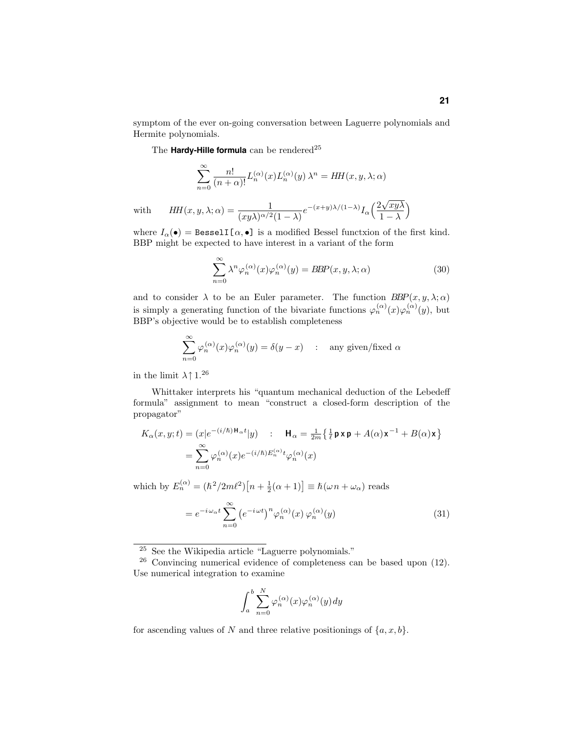symptom of the ever on-going conversation between Laguerre polynomials and Hermite polynomials.

The **Hardy-Hille formula** can be rendered[25]

$$\sum_{n=0}^{\infty} \frac{n!}{(n+\alpha)!} L_n^{(\alpha)}(x) L_n^{(\alpha)}(y)\, \lambda^n = HH(x,y,\lambda;\alpha)$$

$$\text{with} \qquad HH(x,y,\lambda;\alpha) = \frac{1}{(xy\lambda)^{\alpha/2}(1-\lambda)} e^{-(x+y)\lambda/(1-\lambda)} I_\alpha\Big(\frac{2\sqrt{xy\lambda}}{1-\lambda}\Big)$$

where $I_\alpha(\bullet) = \texttt{BesselI}[\alpha,\bullet]$ is a modified Bessel functxion of the first kind. BBP might be expected to have interest in a variant of the form

$$\sum_{n=0}^{\infty} \lambda^n \varphi_n^{(\alpha)}(x) \varphi_n^{(\alpha)}(y) = BBP(x,y,\lambda;\alpha) \tag{30}$$

and to consider $\lambda$ to be an Euler parameter. The function $BBP(x,y,\lambda;\alpha)$ is simply a generating function of the bivariate functions $\varphi_n^{(\alpha)}(x)\varphi_n^{(\alpha)}(y)$, but BBP's objective would be to establish completeness

$$\sum_{n=0}^{\infty} \varphi_n^{(\alpha)}(x)\varphi_n^{(\alpha)}(y) = \delta(y-x) \quad : \quad \text{any given/fixed } \alpha$$

in the limit $\lambda \uparrow 1$.[26]

Whittaker interprets his "quantum mechanical deduction of the Lebedeff formula" assignment to mean "construct a closed-form description of the propagator"

$$\begin{aligned} K_\alpha(x,y;t) &= (x|e^{-(i/\hbar)\mathbf{H}_\alpha t}|y) \quad : \quad \mathbf{H}_\alpha = \tfrac{1}{2m}\big\{\tfrac{1}{\ell}\,\mathbf{p}\,\mathbf{x}\,\mathbf{p} + A(\alpha)\mathbf{x}^{-1} + B(\alpha)\mathbf{x}\big\} \\ &= \sum_{n=0}^{\infty} \varphi_n^{(\alpha)}(x) e^{-(i/\hbar)E_n^{(\alpha)}t} \varphi_n^{(\alpha)}(x) \end{aligned}$$

which by $E_n^{(\alpha)} = (\hbar^2/2m\ell^2)\big[n + \frac{1}{2}(\alpha+1)\big] \equiv \hbar(\omega n + \omega_\alpha)$ reads

$$= e^{-i\omega_\alpha t} \sum_{n=0}^{\infty} \big(e^{-i\omega t}\big)^n \varphi_n^{(\alpha)}(x)\, \varphi_n^{(\alpha)}(y) \tag{31}$$

---

[25] See the Wikipedia article "Laguerre polynomials."

[26] Convincing numerical evidence of completeness can be based upon (12). Use numerical integration to examine

$$\int_a^b \sum_{n=0}^{N} \varphi_n^{(\alpha)}(x)\varphi_n^{(\alpha)}(y)\, dy$$

for ascending values of $N$ and three relative positionings of $\{a, x, b\}$.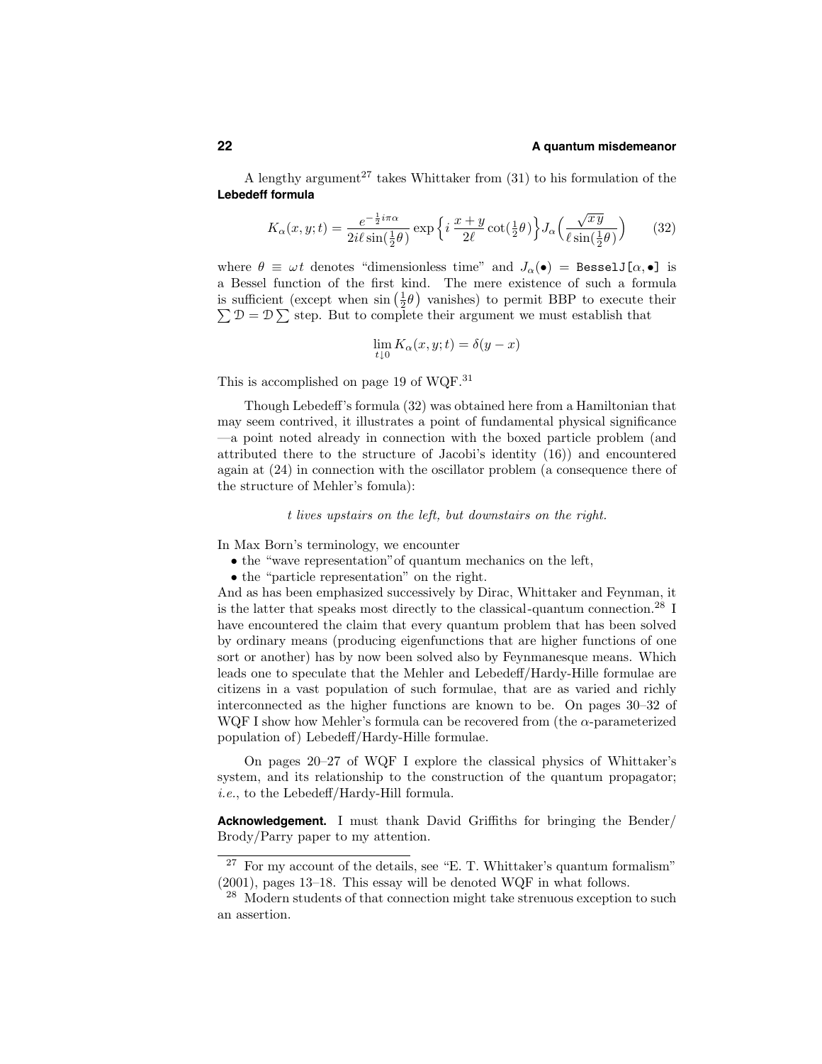A lengthy argument[27] takes Whittaker from (31) to his formulation of the **Lebedeff formula**

$$K_\alpha(x,y;t) = \frac{e^{-\frac{1}{2}i\pi\alpha}}{2i\ell\sin(\frac{1}{2}\theta)}\exp\Big\{i\,\frac{x+y}{2\ell}\cot(\tfrac{1}{2}\theta)\Big\}J_\alpha\Big(\frac{\sqrt{xy}}{\ell\sin(\frac{1}{2}\theta)}\Big) \tag{32}$$

where $\theta \equiv \omega t$ denotes "dimensionless time" and $J_\alpha(\bullet) =$ `BesselJ[α,•]` is a Bessel function of the first kind. The mere existence of such a formula is sufficient (except when $\sin\big(\frac{1}{2}\theta\big)$ vanishes) to permit BBP to execute their $\sum\mathcal{D} = \mathcal{D}\sum$ step. But to complete their argument we must establish that

$$\lim_{t\downarrow 0} K_\alpha(x,y;t) = \delta(y-x)$$

This is accomplished on page 19 of WQF.[31]

Though Lebedeff's formula (32) was obtained here from a Hamiltonian that may seem contrived, it illustrates a point of fundamental physical significance —a point noted already in connection with the boxed particle problem (and attributed there to the structure of Jacobi's identity (16)) and encountered again at (24) in connection with the oscillator problem (a consequence there of the structure of Mehler's fomula):

*t lives upstairs on the left, but downstairs on the right.*

In Max Born's terminology, we encounter

- the "wave representation"of quantum mechanics on the left,
- the "particle representation" on the right.

And as has been emphasized successively by Dirac, Whittaker and Feynman, it is the latter that speaks most directly to the classical-quantum connection.[28] I have encountered the claim that every quantum problem that has been solved by ordinary means (producing eigenfunctions that are higher functions of one sort or another) has by now been solved also by Feynmanesque means. Which leads one to speculate that the Mehler and Lebedeff/Hardy-Hille formulae are citizens in a vast population of such formulae, that are as varied and richly interconnected as the higher functions are known to be. On pages 30–32 of WQF I show how Mehler's formula can be recovered from (the $\alpha$-parameterized population of) Lebedeff/Hardy-Hille formulae.

On pages 20–27 of WQF I explore the classical physics of Whittaker's system, and its relationship to the construction of the quantum propagator; *i.e.*, to the Lebedeff/Hardy-Hill formula.

**Acknowledgement.** I must thank David Griffiths for bringing the Bender/ Brody/Parry paper to my attention.

---

[27] For my account of the details, see "E. T. Whittaker's quantum formalism" (2001), pages 13–18. This essay will be denoted WQF in what follows.

[28] Modern students of that connection might take strenuous exception to such an assertion.